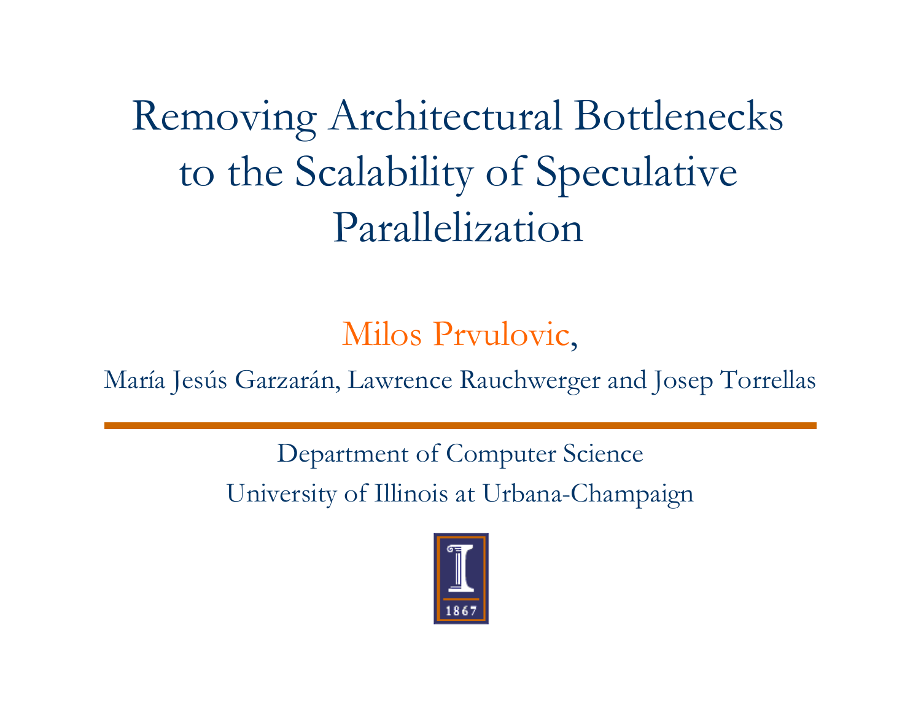# Removing Architectural Bottlenecks to the Scalability of Speculative Parallelization

Milos Prvulovic,

María Jesús Garzarán, Lawrence Rauchwerger and Josep Torrellas

Department of Computer Science

University of Illinois at Urbana-Champaign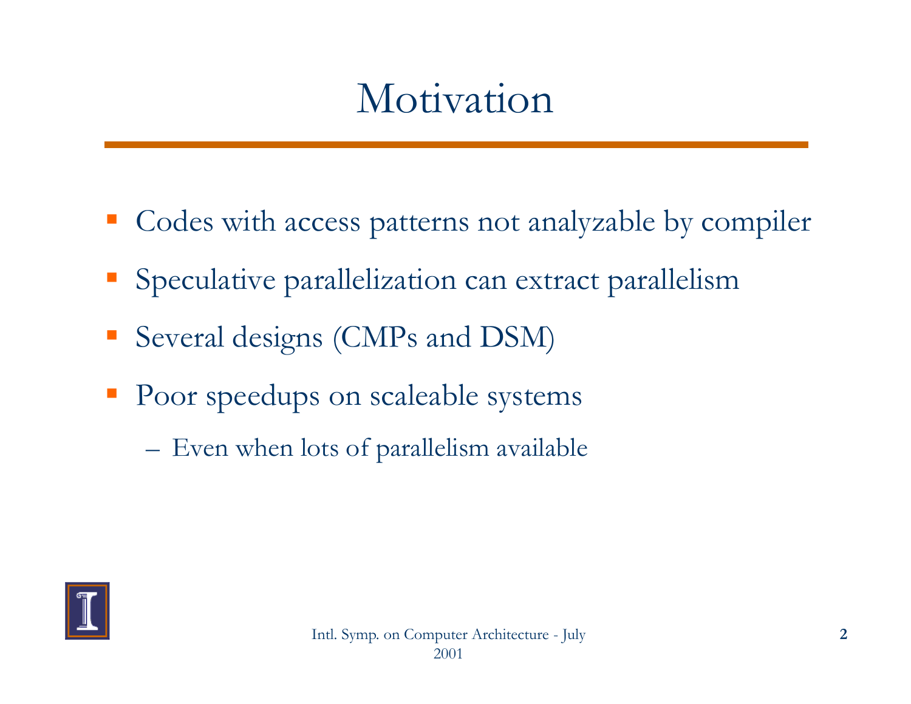# Motivation

- Codes with access patterns not analyzable by compiler
- Speculative parallelization can extract parallelism
- Several designs (CMPs and DSM)
- Poor speedups on scaleable systems
  - Even when lots of parallelism available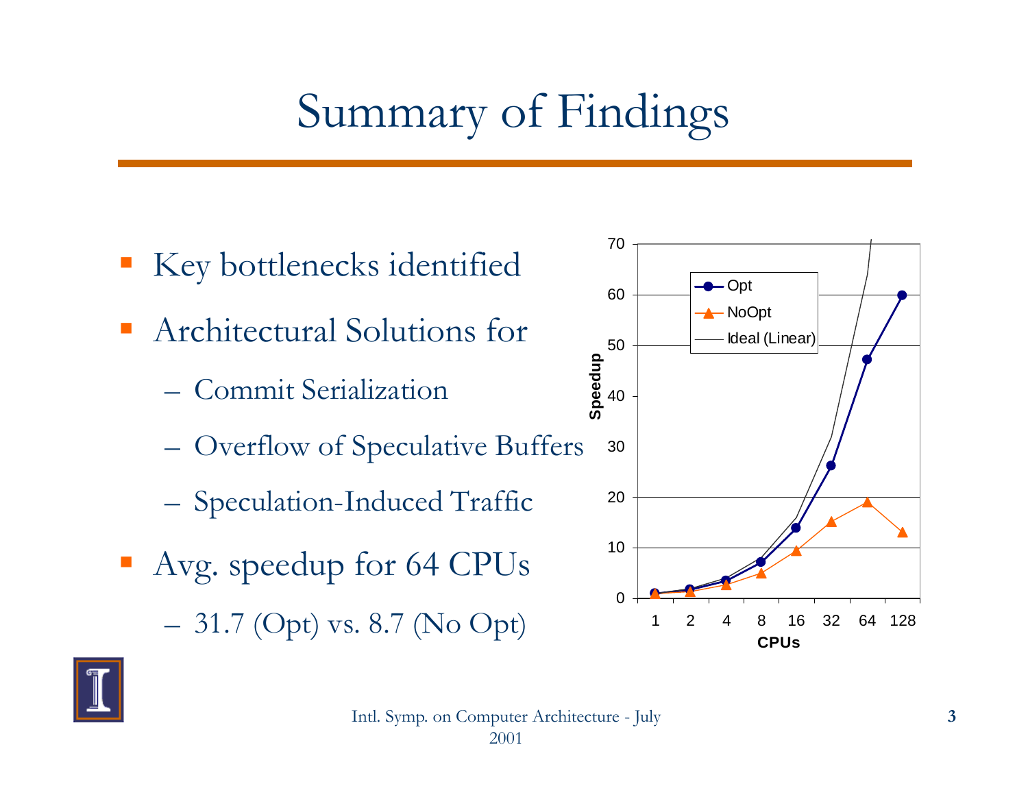# Summary of Findings

- Key bottlenecks identified
- Architectural Solutions for
  - Commit Serialization
  - Overflow of Speculative Buffers
  - Speculation-Induced Traffic
- Avg. speedup for 64 CPUs
  - 31.7 (Opt) vs. 8.7 (No Opt)

Intl. Symp. on Computer Architecture - July 2001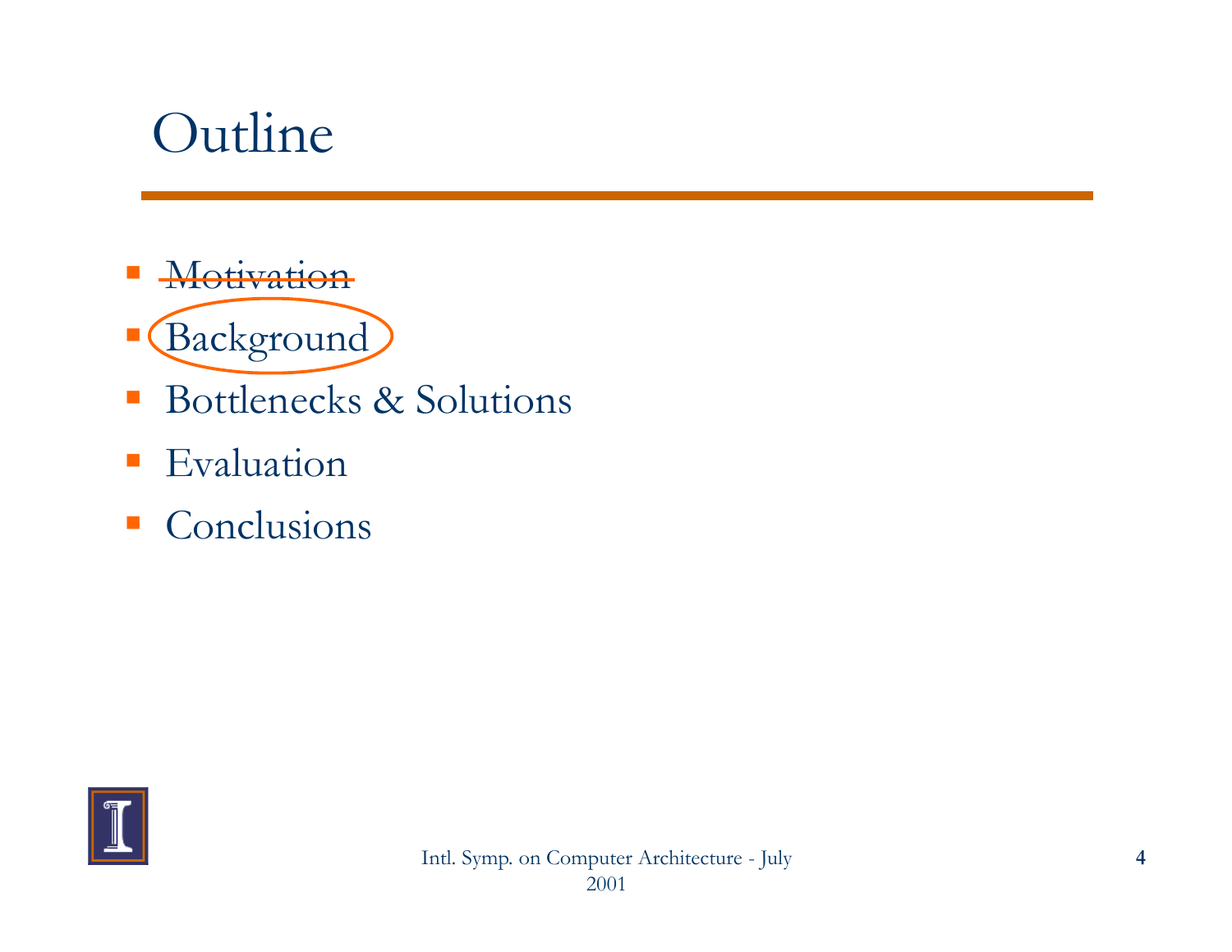# Outline

- ~~Motivation~~
- Background
- Bottlenecks & Solutions
- Evaluation
- Conclusions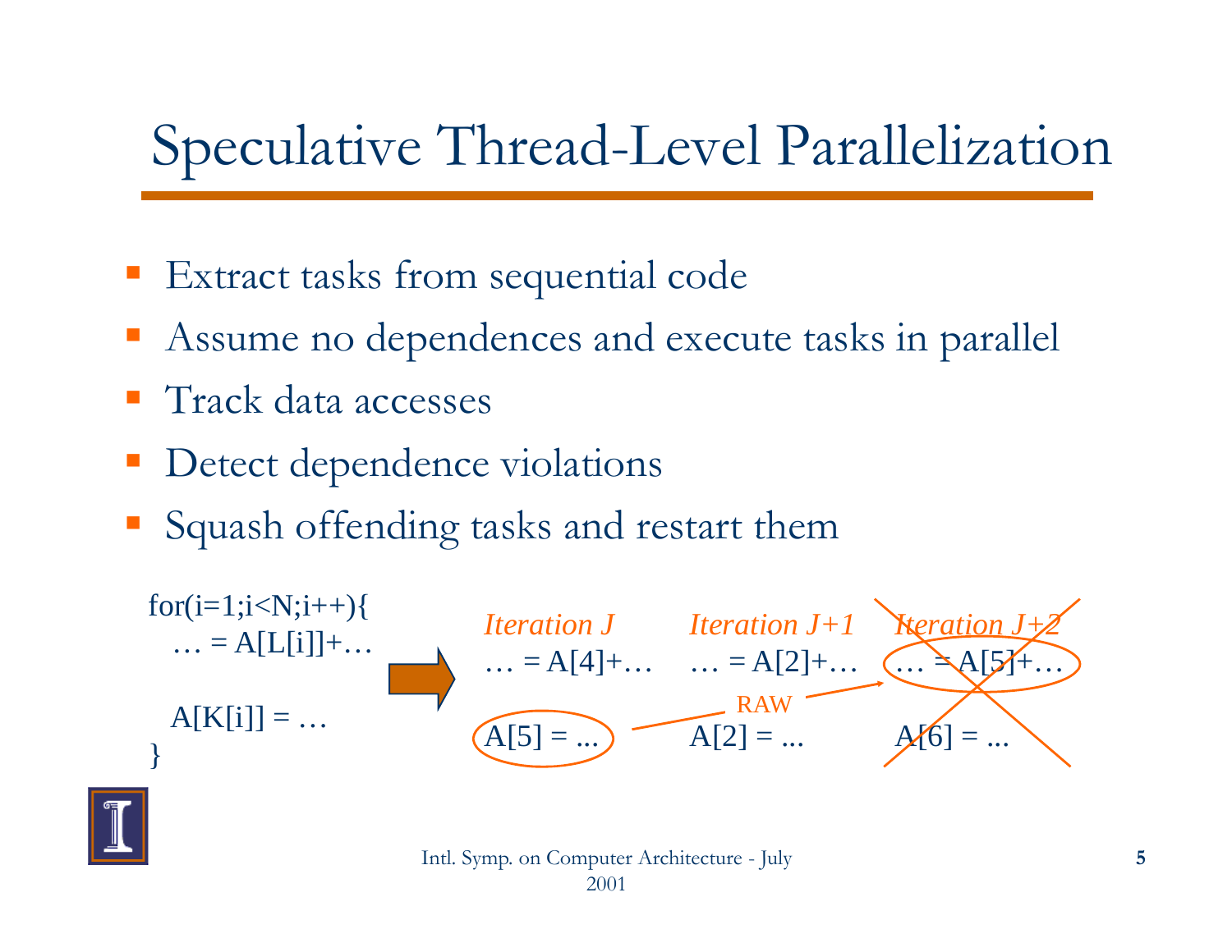# Speculative Thread-Level Parallelization

- Extract tasks from sequential code
- Assume no dependences and execute tasks in parallel
- Track data accesses
- Detect dependence violations
- Squash offending tasks and restart them

```
for(i=1;i<N;i++){
  … = A[L[i]]+…

  A[K[i]] = …
}
```

| *Iteration J* | *Iteration J+1* | *Iteration J+2* |
|---|---|---|
| … = A[4]+… | … = A[2]+… | … = A[5]+… |
| A[5] = ... | A[2] = ... | A[6] = ... |

RAW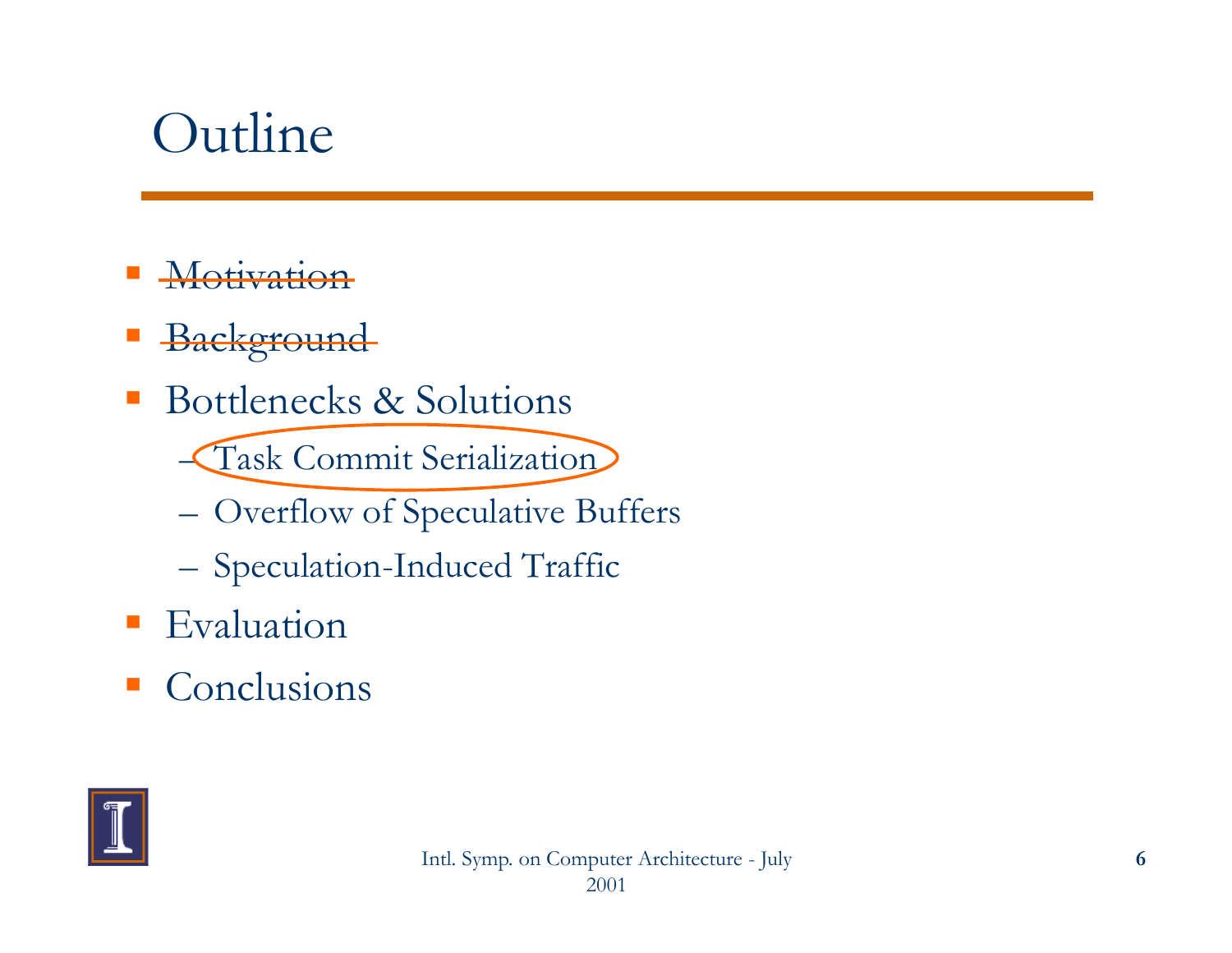# Outline

- ~~Motivation~~
- ~~Background~~
- Bottlenecks & Solutions
  - Task Commit Serialization
  - Overflow of Speculative Buffers
  - Speculation-Induced Traffic
- Evaluation
- Conclusions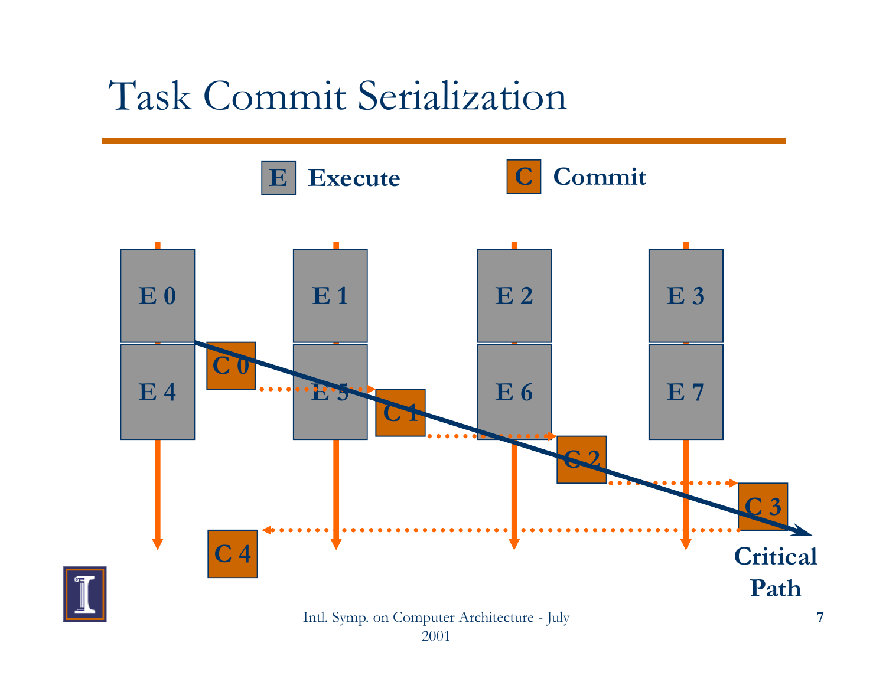# Task Commit Serialization

E Execute    C Commit

E 0    E 1    E 2    E 3

E 4    C 0    E 5    C 1    E 6    C 2    E 7    C 3

C 4

Critical Path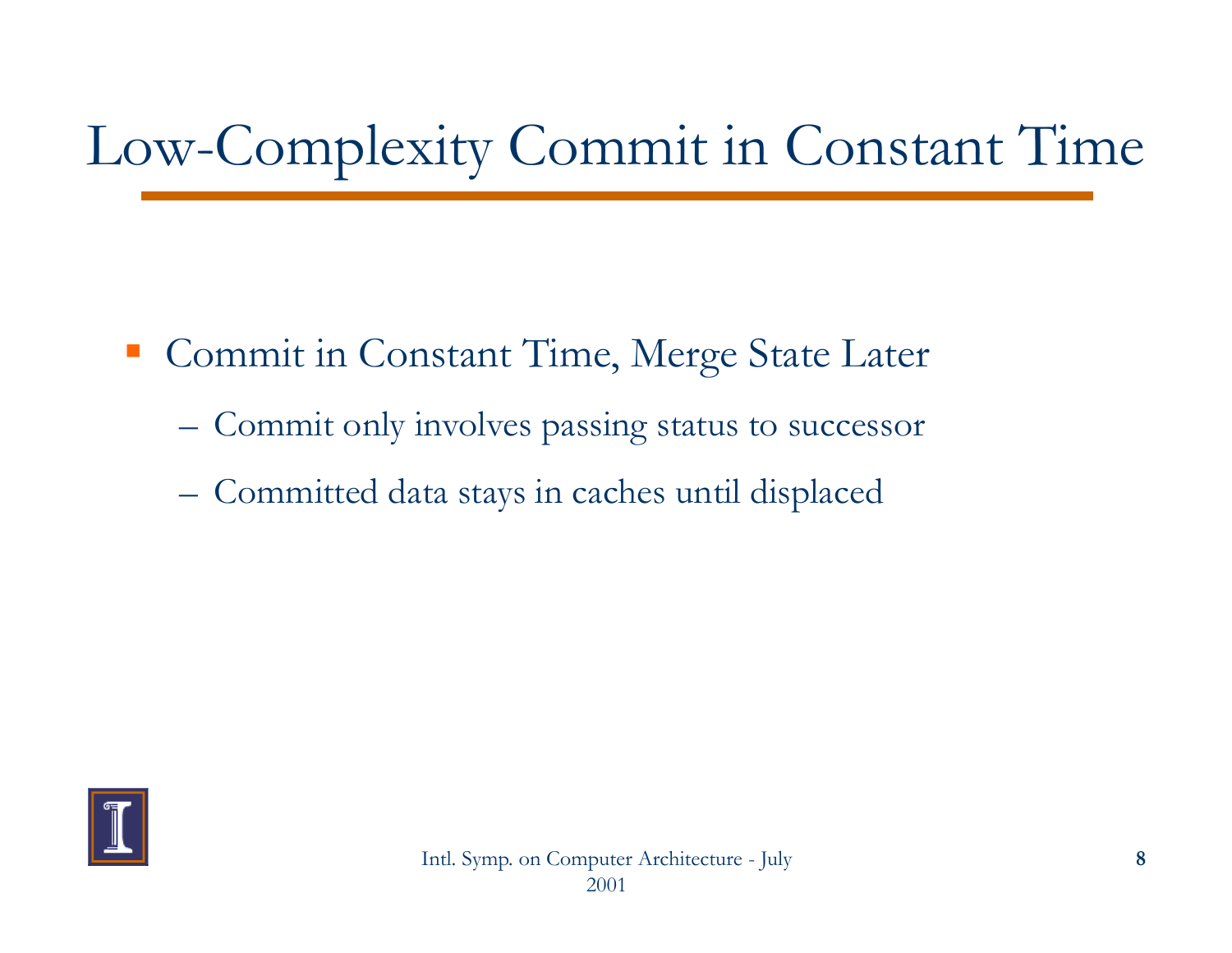# Low-Complexity Commit in Constant Time

- Commit in Constant Time, Merge State Later
  - Commit only involves passing status to successor
  - Committed data stays in caches until displaced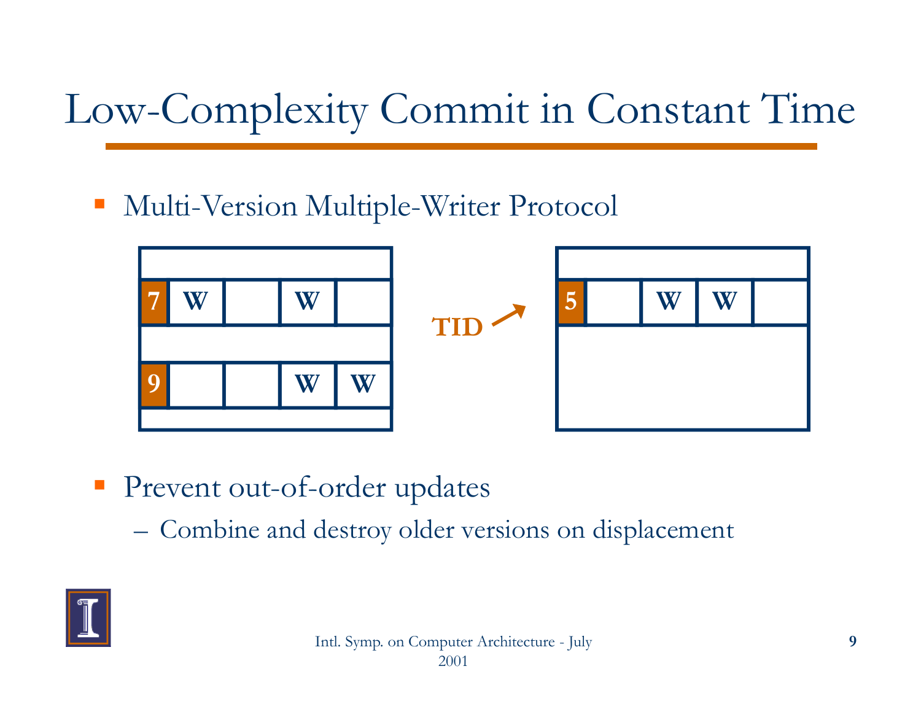# Low-Complexity Commit in Constant Time

- Multi-Version Multiple-Writer Protocol

- Prevent out-of-order updates
  - Combine and destroy older versions on displacement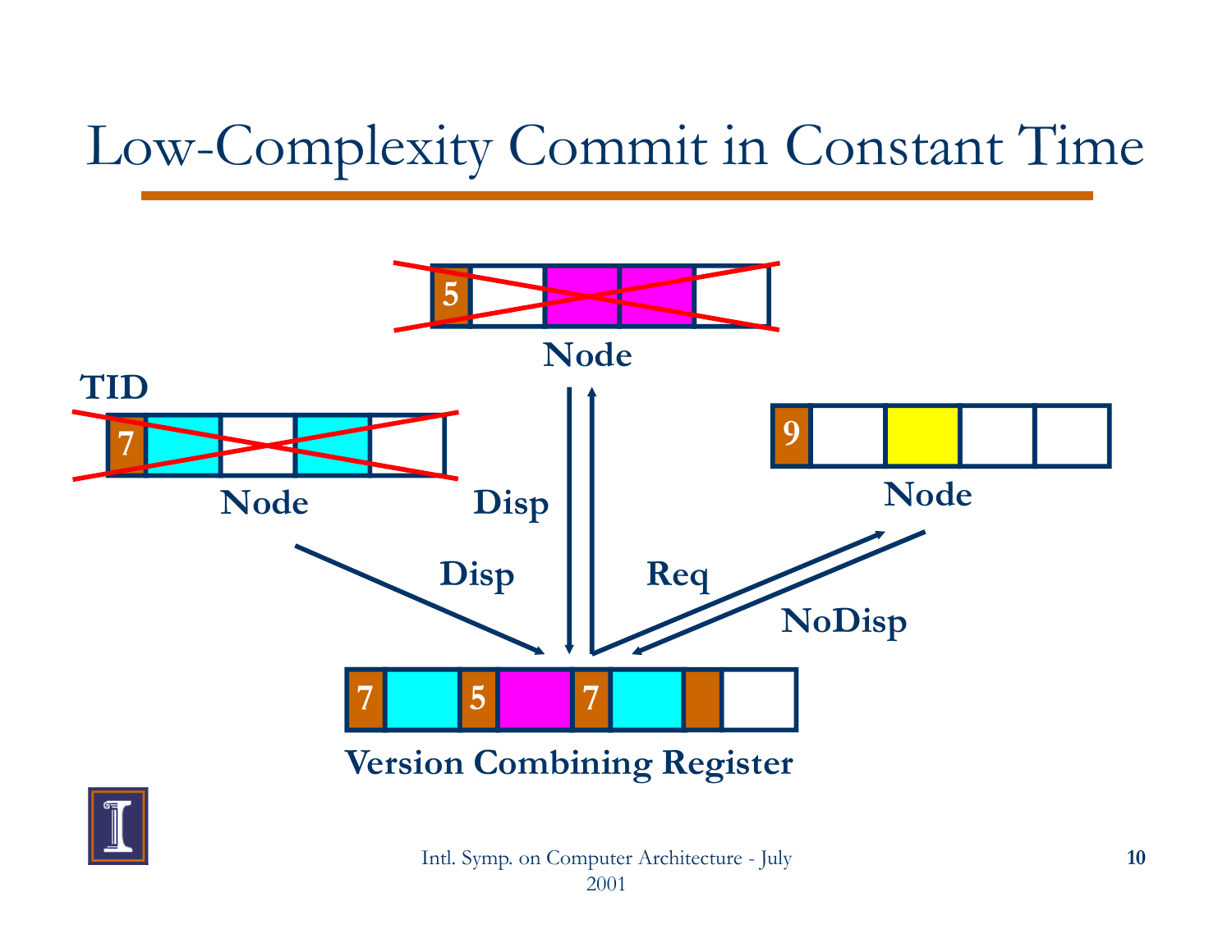# Low-Complexity Commit in Constant Time

Node

TID

Node

Node

Disp

Disp

Req

NoDisp

Version Combining Register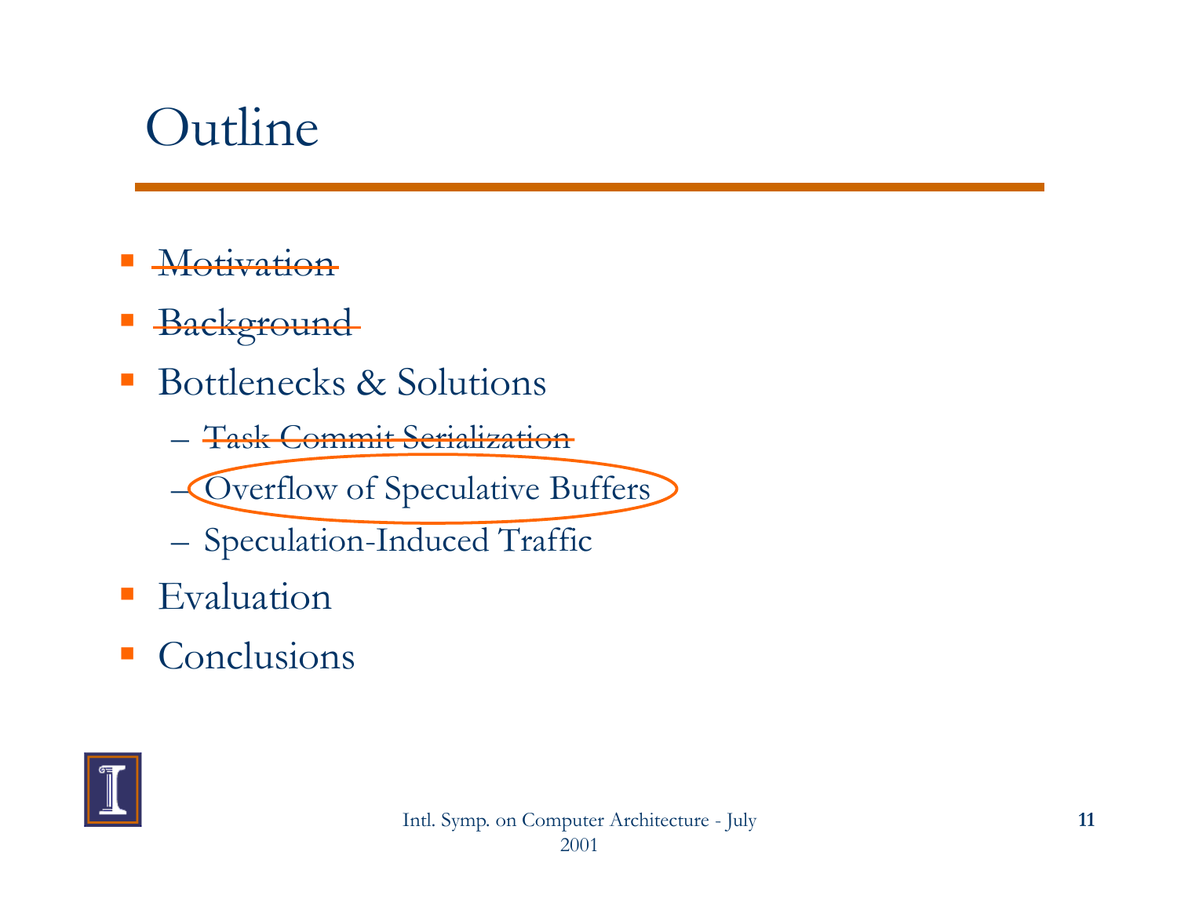# Outline

- ~~Motivation~~
- ~~Background~~
- Bottlenecks & Solutions
  - ~~Task Commit Serialization~~
  - Overflow of Speculative Buffers
  - Speculation-Induced Traffic
- Evaluation
- Conclusions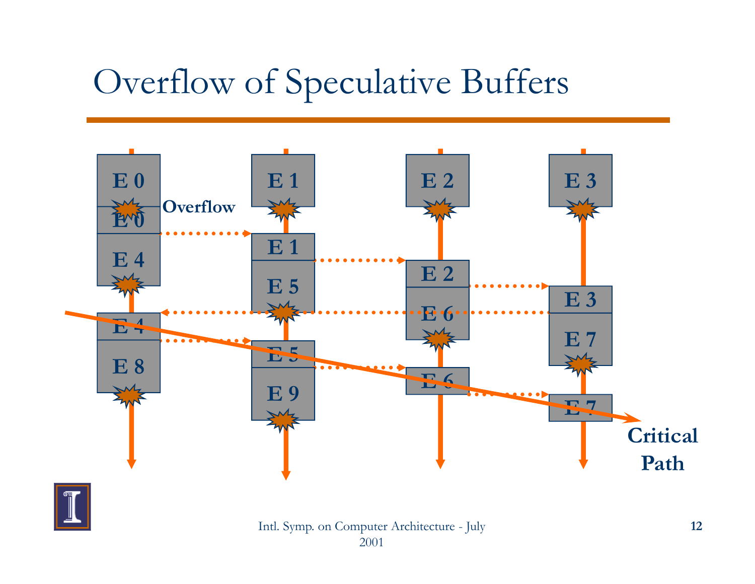# Overflow of Speculative Buffers

E 0

E 0

Overflow

E 4

E 4

E 8

E 1

E 1

E 5

E 5

E 9

E 2

E 2

E 6

E 6

E 3

E 3

E 7

E 7

Critical Path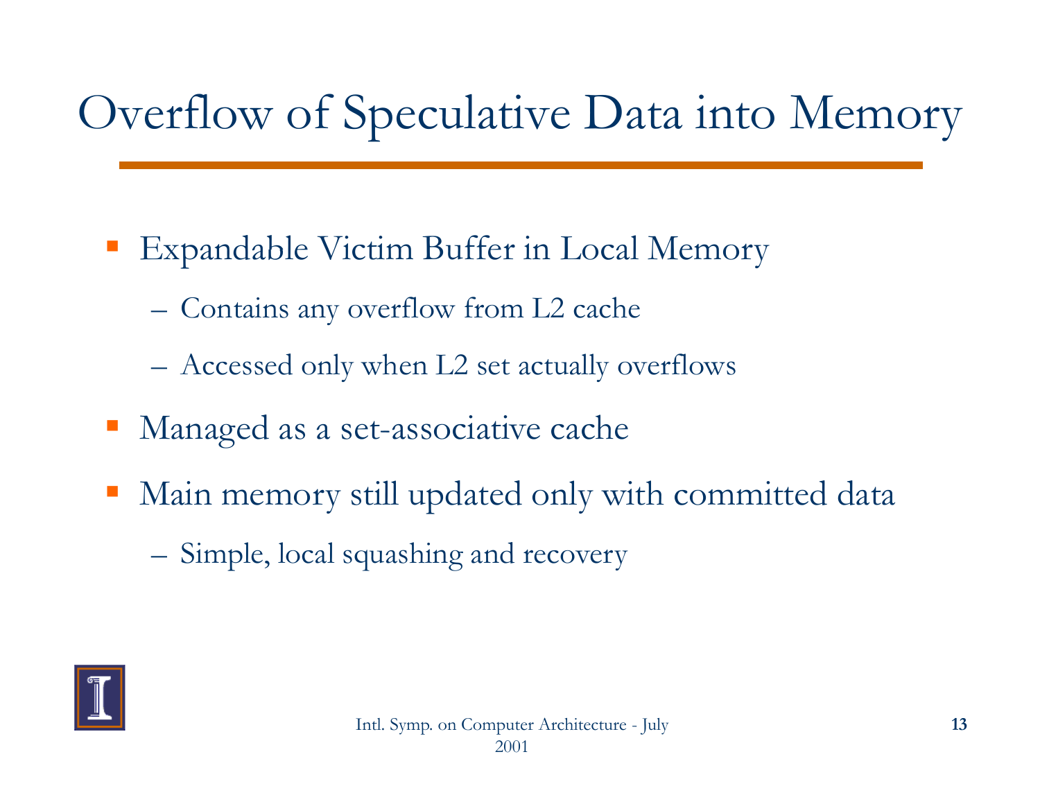# Overflow of Speculative Data into Memory

- Expandable Victim Buffer in Local Memory
  - Contains any overflow from L2 cache
  - Accessed only when L2 set actually overflows
- Managed as a set-associative cache
- Main memory still updated only with committed data
  - Simple, local squashing and recovery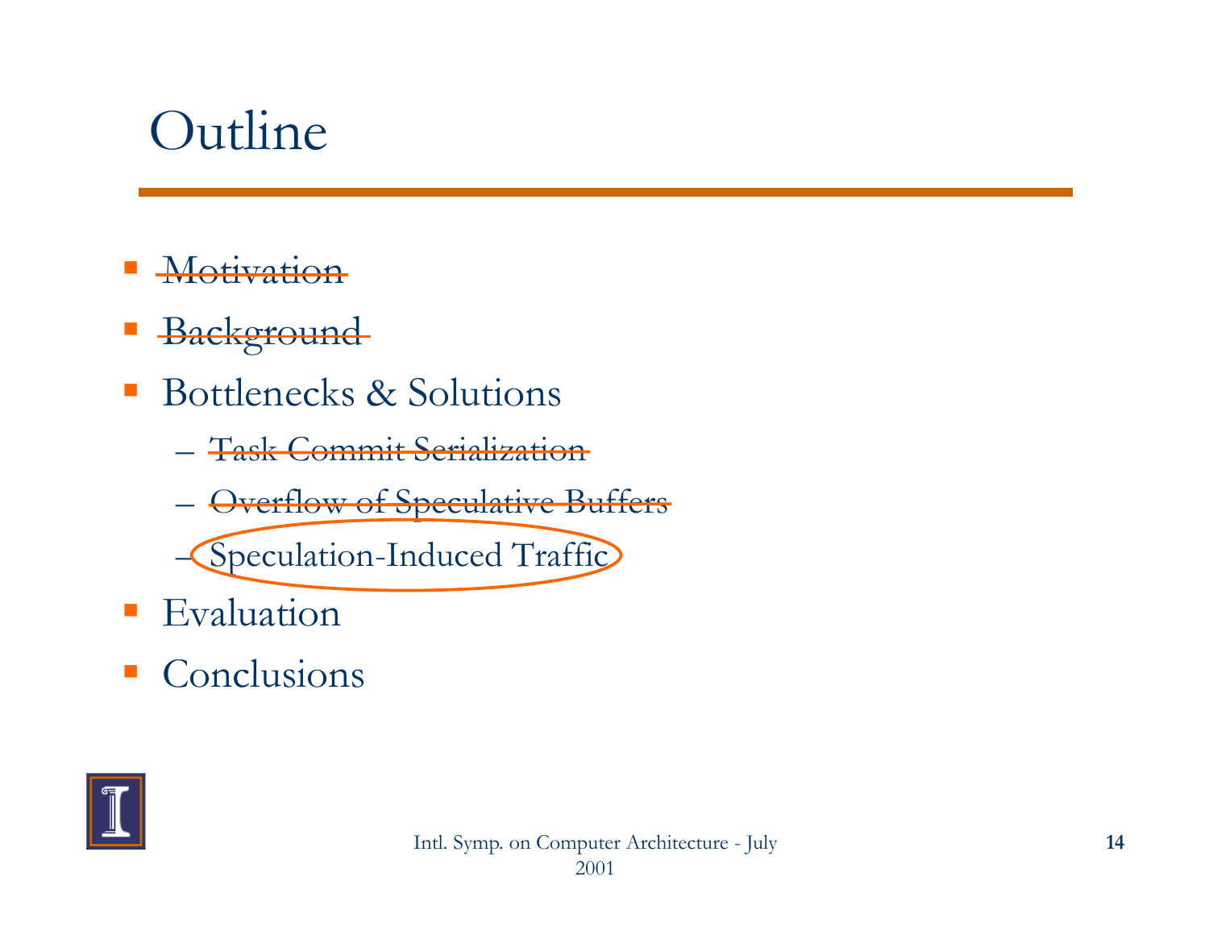# Outline

- ~~Motivation~~
- ~~Background~~
- Bottlenecks & Solutions
  - ~~Task Commit Serialization~~
  - ~~Overflow of Speculative Buffers~~
  - Speculation-Induced Traffic
- Evaluation
- Conclusions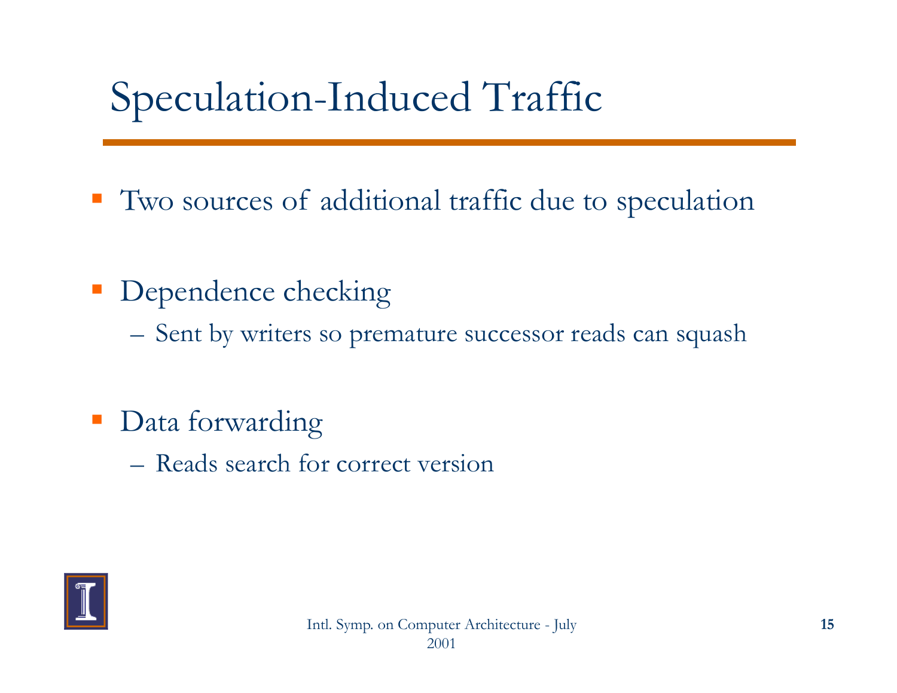# Speculation-Induced Traffic

- Two sources of additional traffic due to speculation
- Dependence checking
  - Sent by writers so premature successor reads can squash
- Data forwarding
  - Reads search for correct version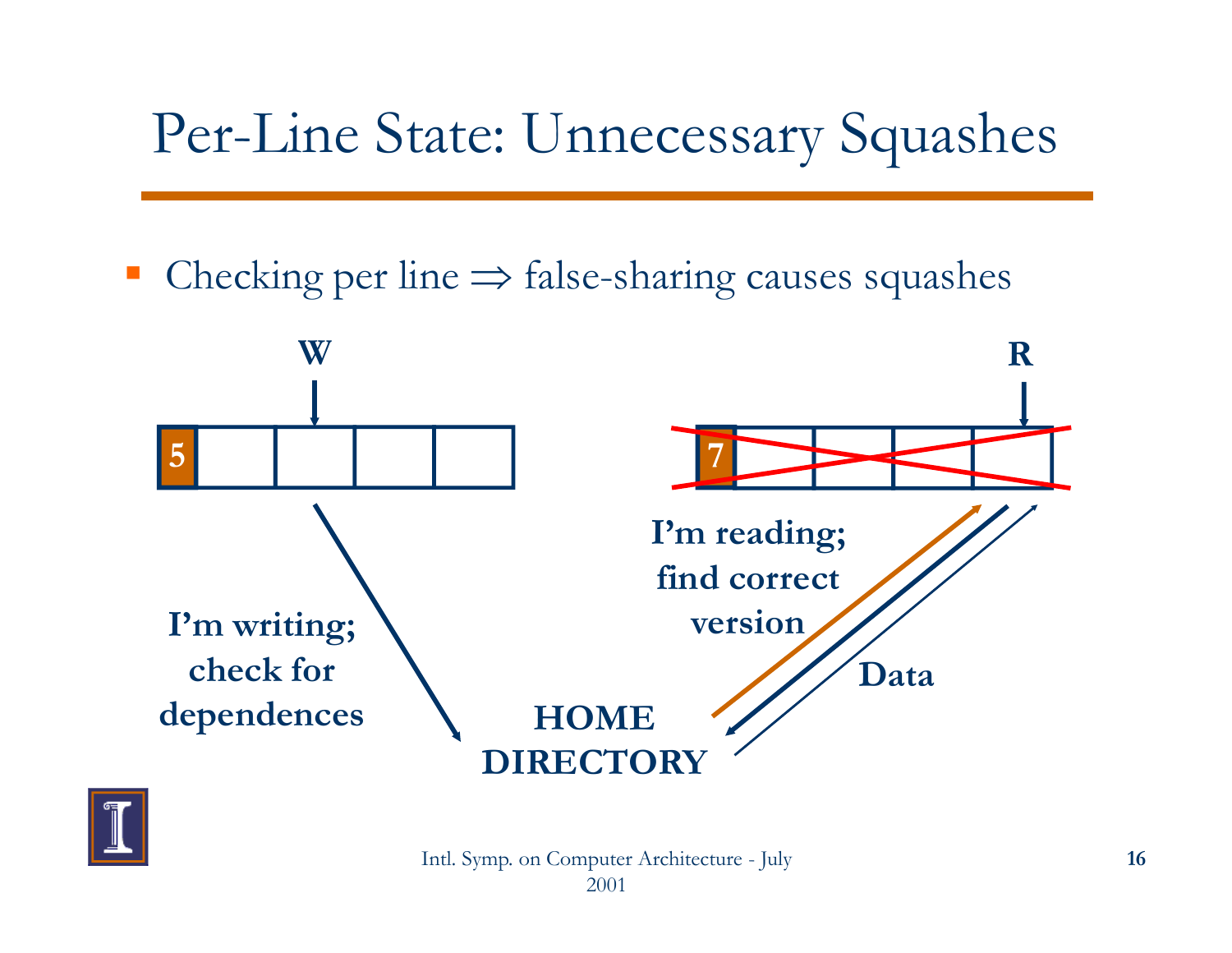# Per-Line State: Unnecessary Squashes

- Checking per line ⇒ false-sharing causes squashes

**W**

**5**

**I'm writing; check for dependences**

**HOME DIRECTORY**

**R**

**7**

**I'm reading; find correct version**

**Data**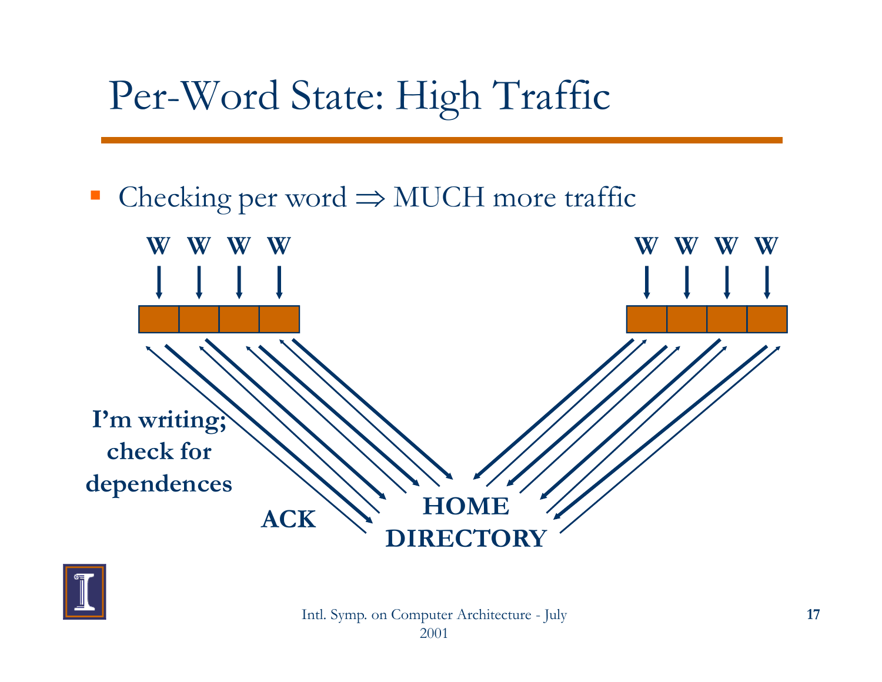# Per-Word State: High Traffic

- Checking per word ⇒ MUCH more traffic

W W W W

W W W W

I'm writing; check for dependences

ACK

HOME DIRECTORY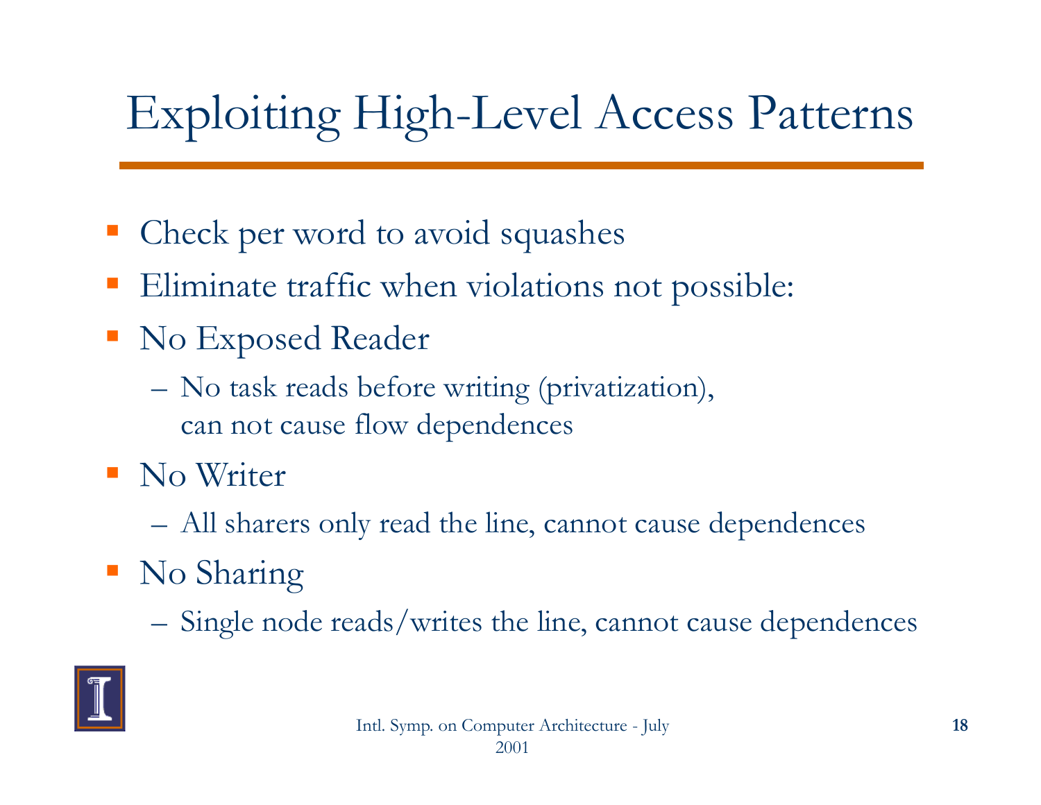# Exploiting High-Level Access Patterns

- Check per word to avoid squashes
- Eliminate traffic when violations not possible:
- No Exposed Reader
  - No task reads before writing (privatization), can not cause flow dependences
- No Writer
  - All sharers only read the line, cannot cause dependences
- No Sharing
  - Single node reads/writes the line, cannot cause dependences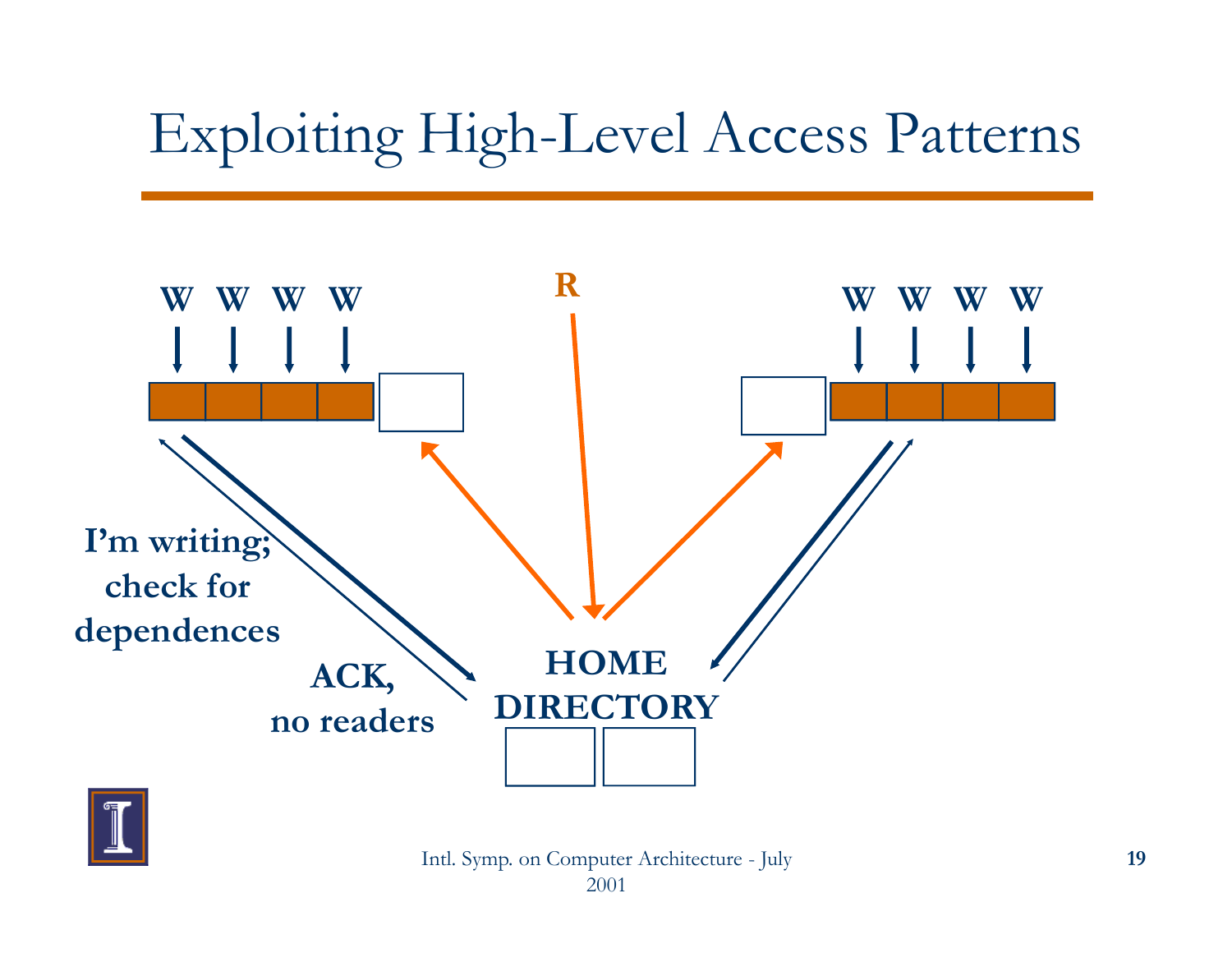# Exploiting High-Level Access Patterns

W W W W

R

W W W W

I'm writing; check for dependences

ACK, no readers

HOME DIRECTORY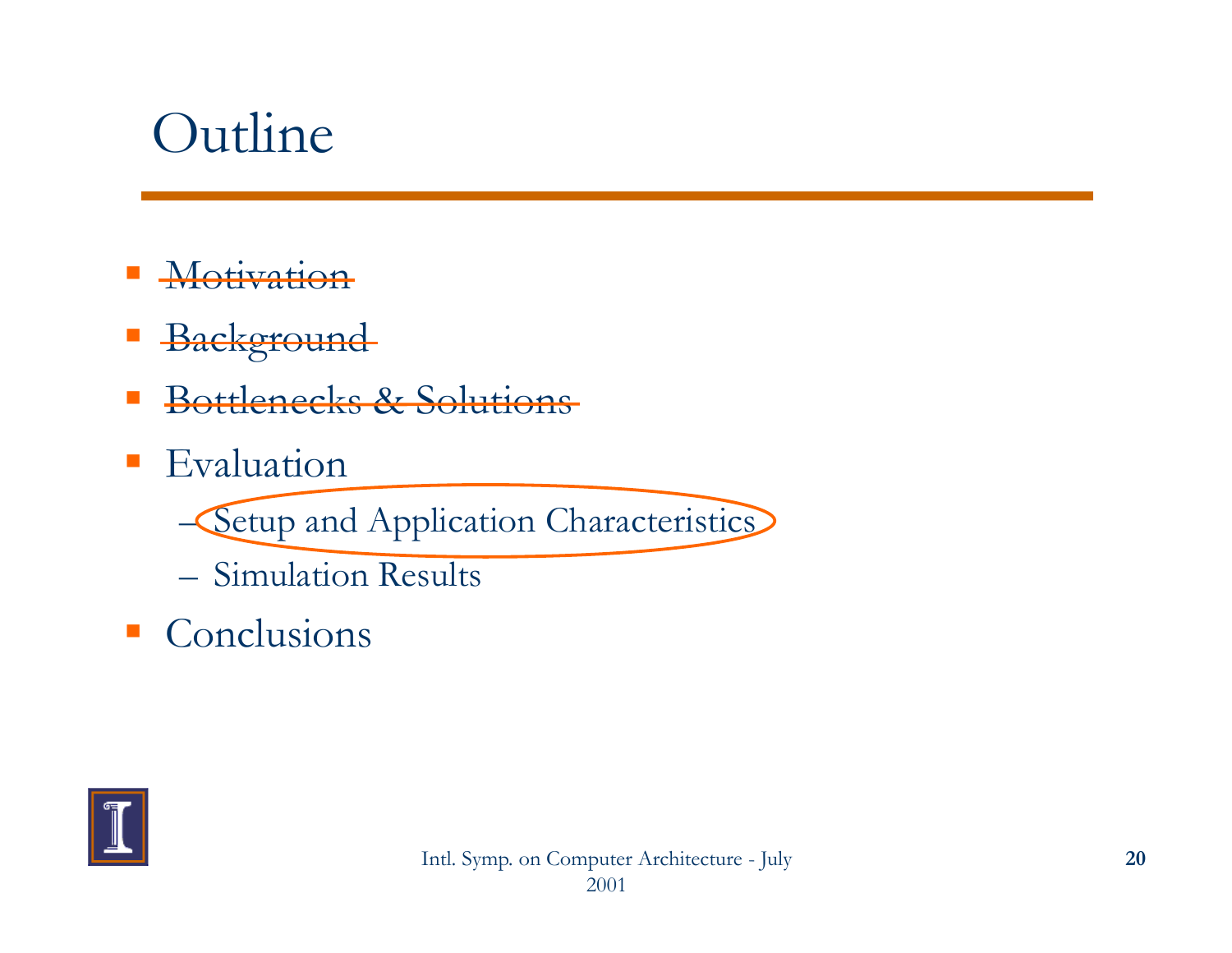# Outline

- ~~Motivation~~
- ~~Background~~
- ~~Bottlenecks & Solutions~~
- Evaluation
  - Setup and Application Characteristics
  - Simulation Results
- Conclusions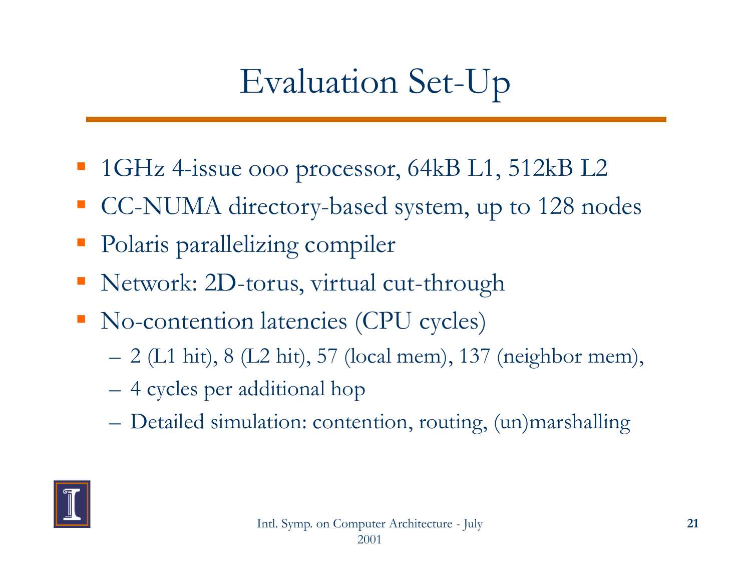# Evaluation Set-Up

- 1GHz 4-issue ooo processor, 64kB L1, 512kB L2
- CC-NUMA directory-based system, up to 128 nodes
- Polaris parallelizing compiler
- Network: 2D-torus, virtual cut-through
- No-contention latencies (CPU cycles)
  - 2 (L1 hit), 8 (L2 hit), 57 (local mem), 137 (neighbor mem),
  - 4 cycles per additional hop
  - Detailed simulation: contention, routing, (un)marshalling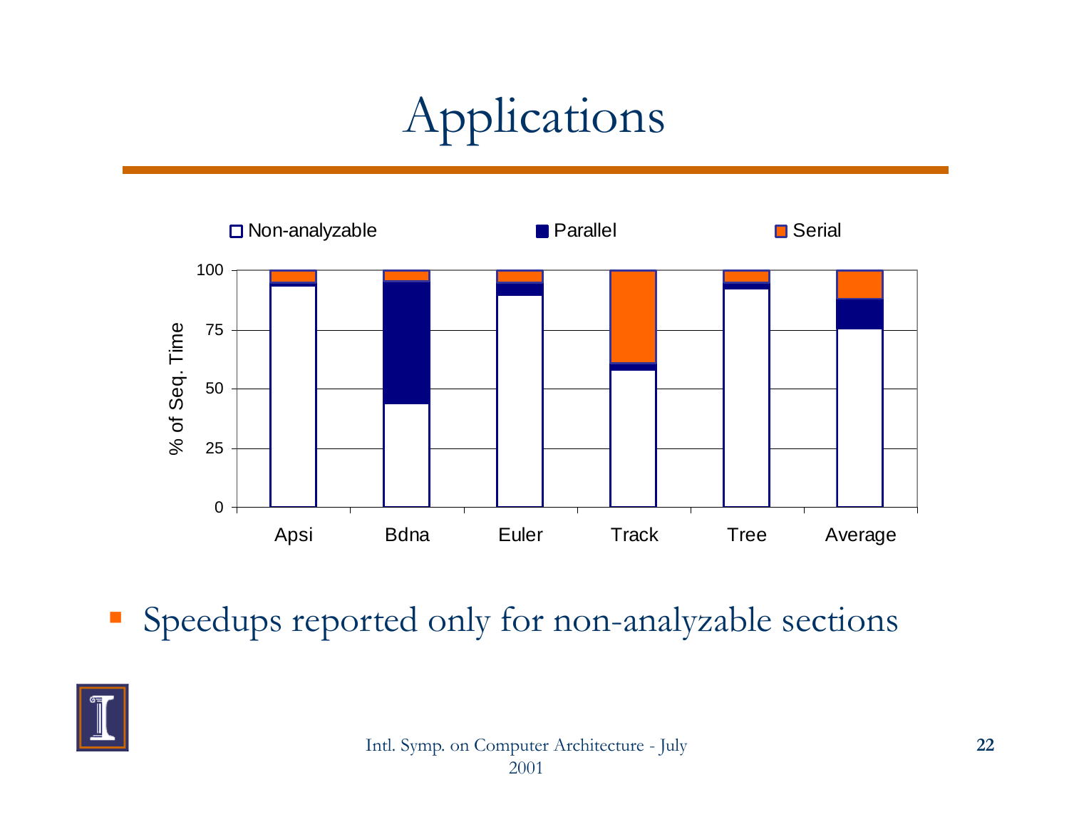# Applications

Non-analyzable | Parallel | Serial

% of Seq. Time

Apsi, Bdna, Euler, Track, Tree, Average

- Speedups reported only for non-analyzable sections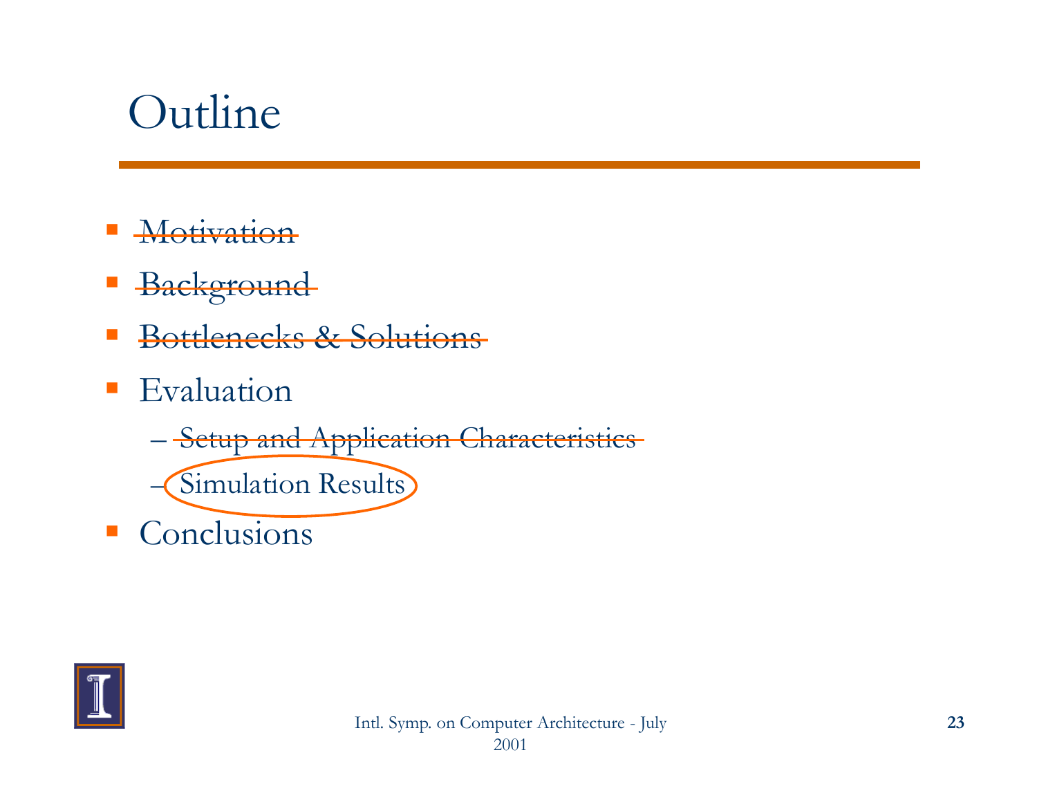# Outline

- ~~Motivation~~
- ~~Background~~
- ~~Bottlenecks & Solutions~~
- Evaluation
  - ~~Setup and Application Characteristics~~
  - Simulation Results
- Conclusions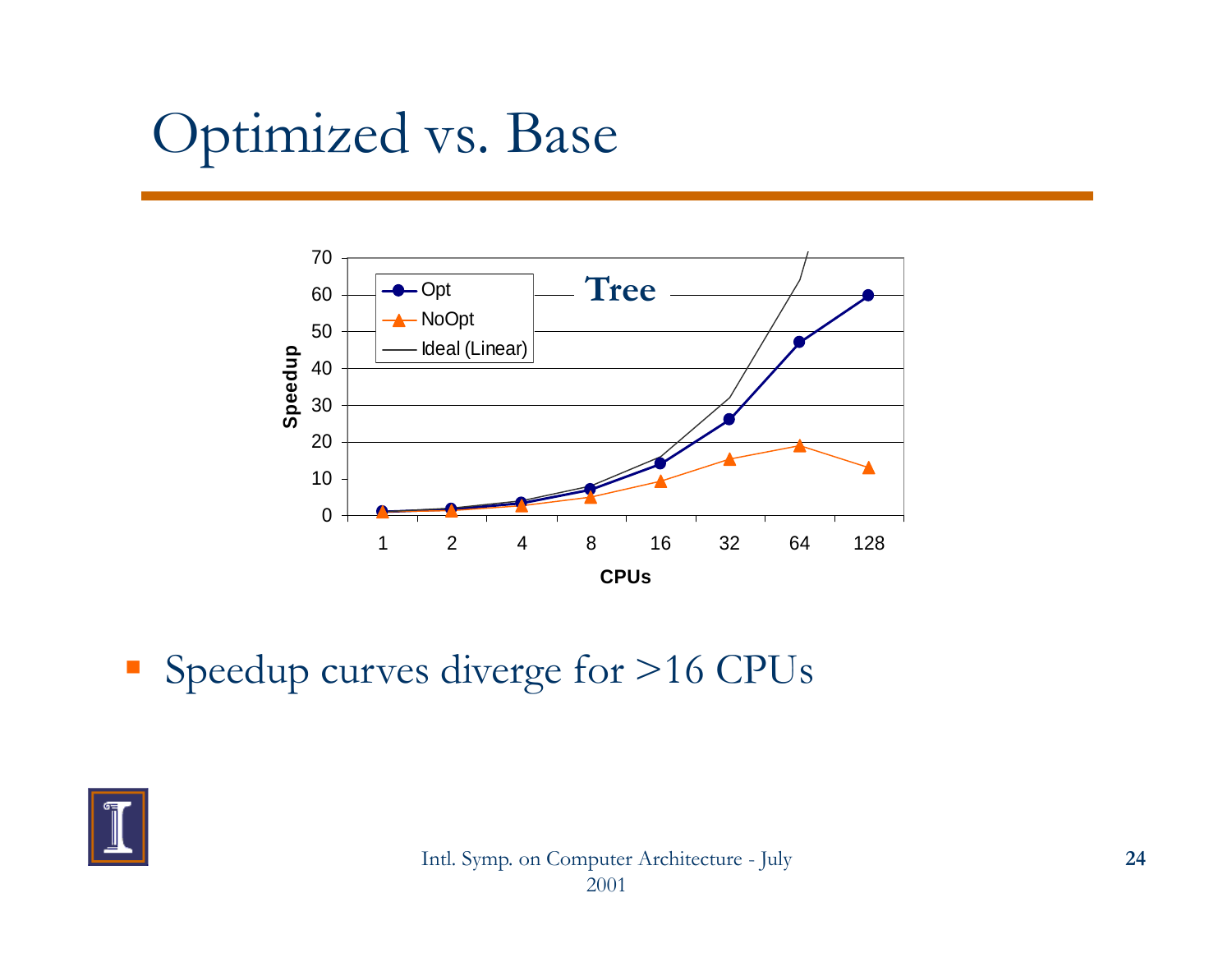# Optimized vs. Base

- Speedup curves diverge for >16 CPUs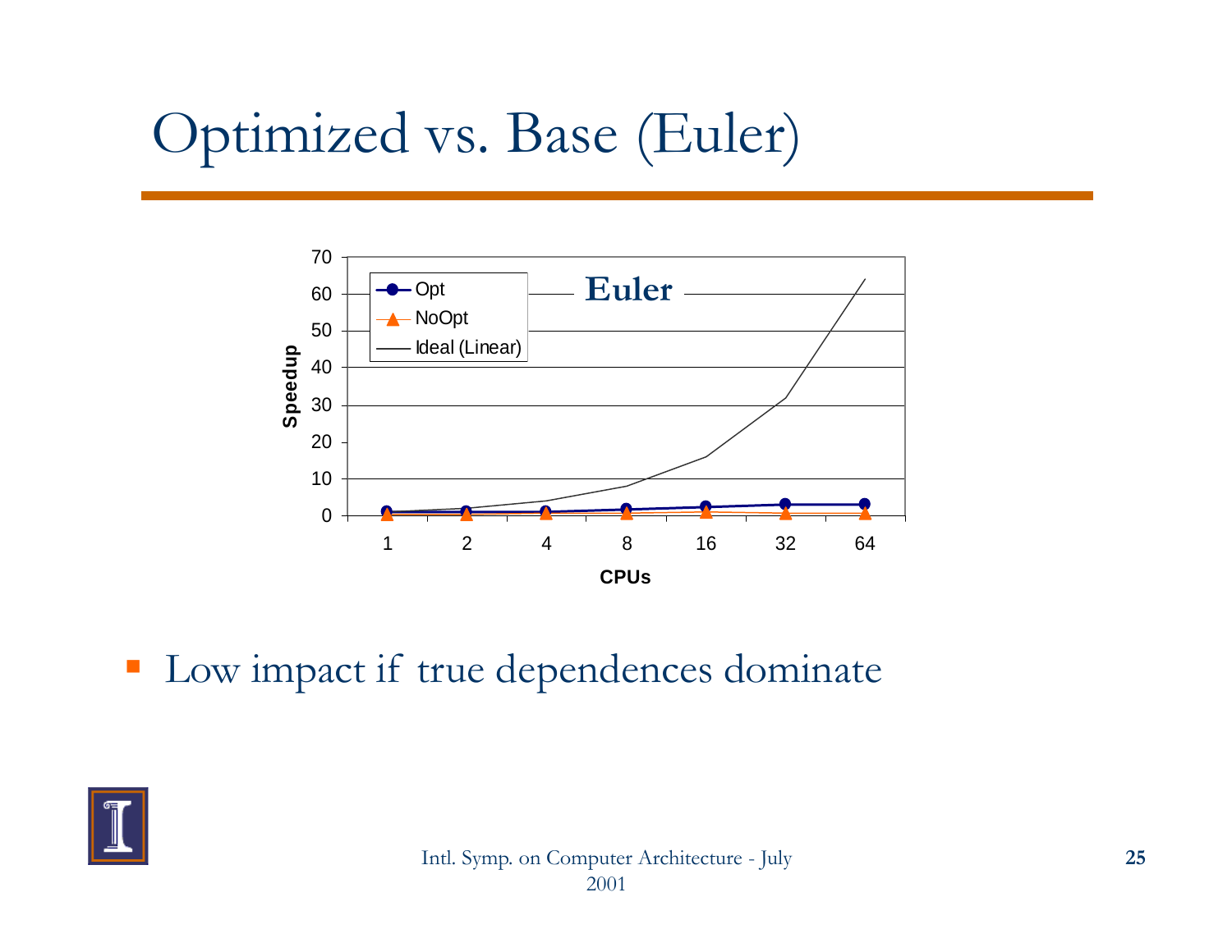# Optimized vs. Base (Euler)

- Low impact if true dependences dominate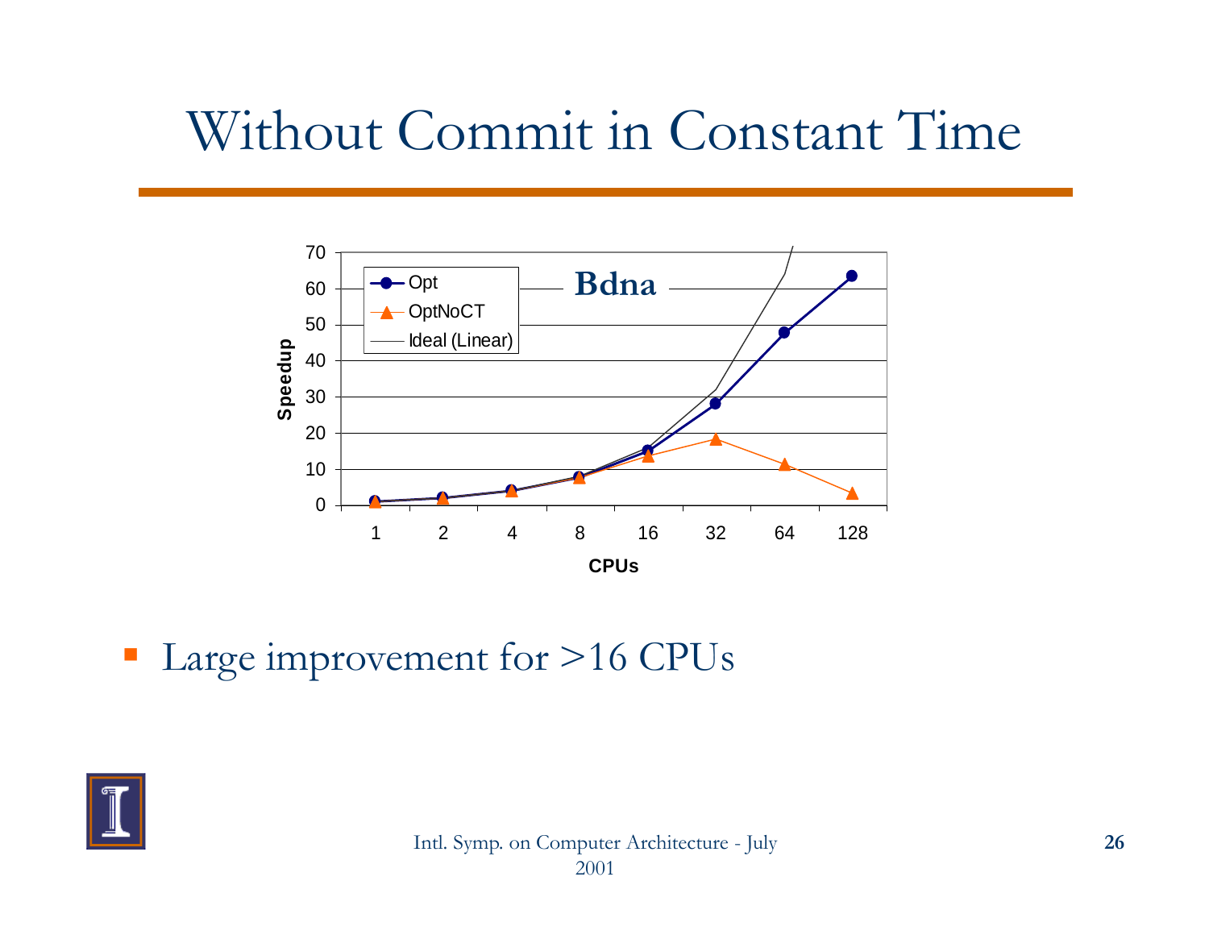# Without Commit in Constant Time

**Bdna**

| CPUs | 1 | 2 | 4 | 8 | 16 | 32 | 64 | 128 |
|---|---|---|---|---|---|---|---|---|

Legend: Opt, OptNoCT, Ideal (Linear)

Y-axis: Speedup (0–70); X-axis: CPUs

- Large improvement for >16 CPUs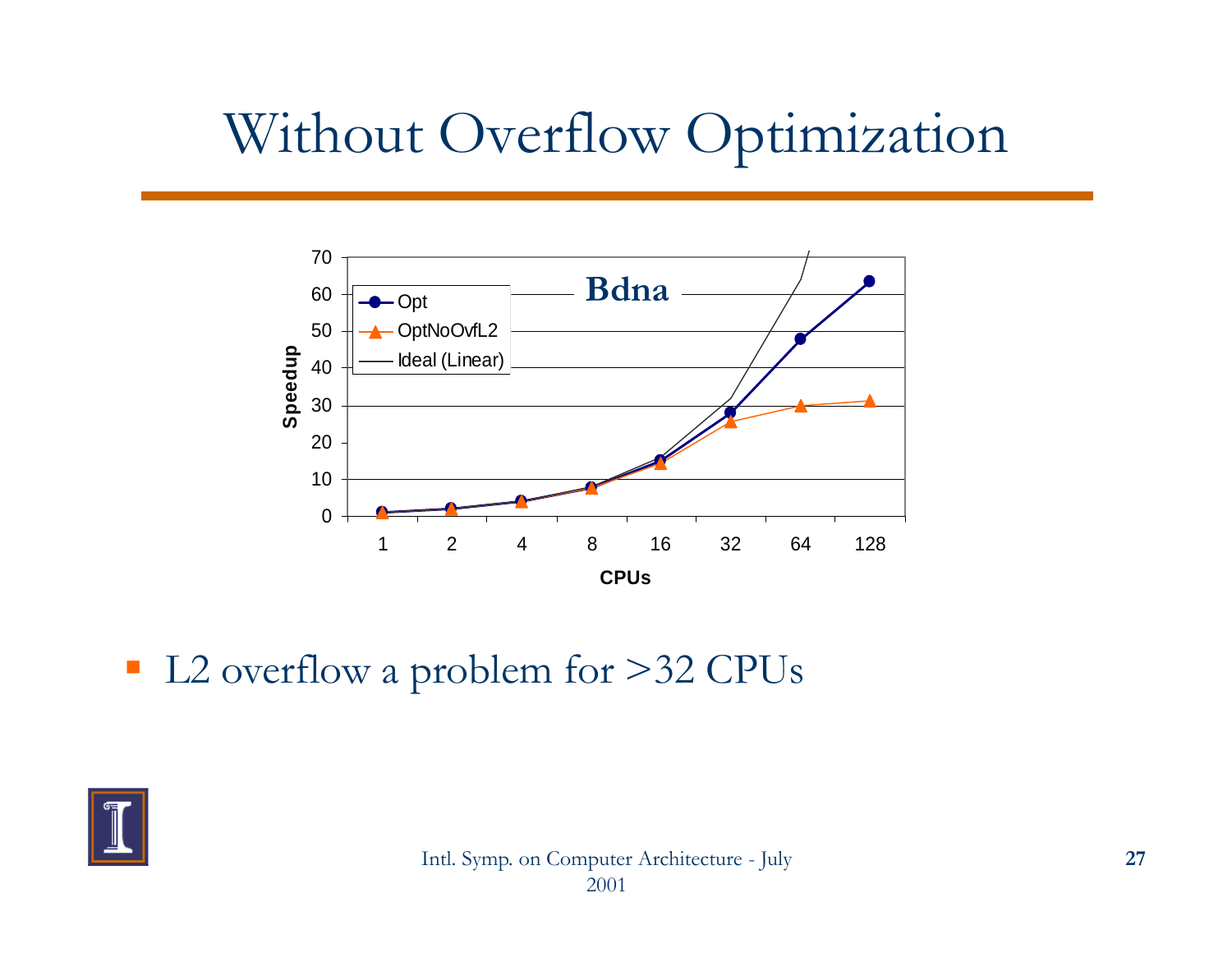# Without Overflow Optimization

**Bdna**

Speedup vs. CPUs (1, 2, 4, 8, 16, 32, 64, 128); series: Opt, OptNoOvfL2, Ideal (Linear)

- L2 overflow a problem for >32 CPUs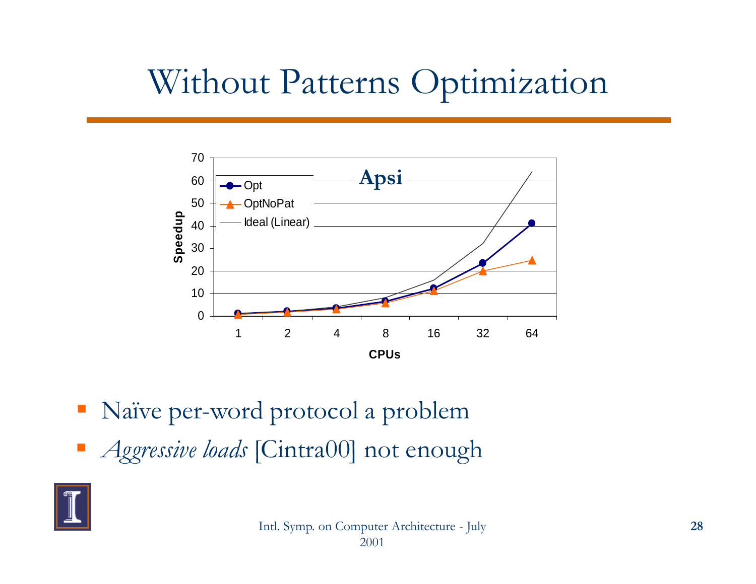# Without Patterns Optimization

- Naïve per-word protocol a problem
- *Aggressive loads* [Cintra00] not enough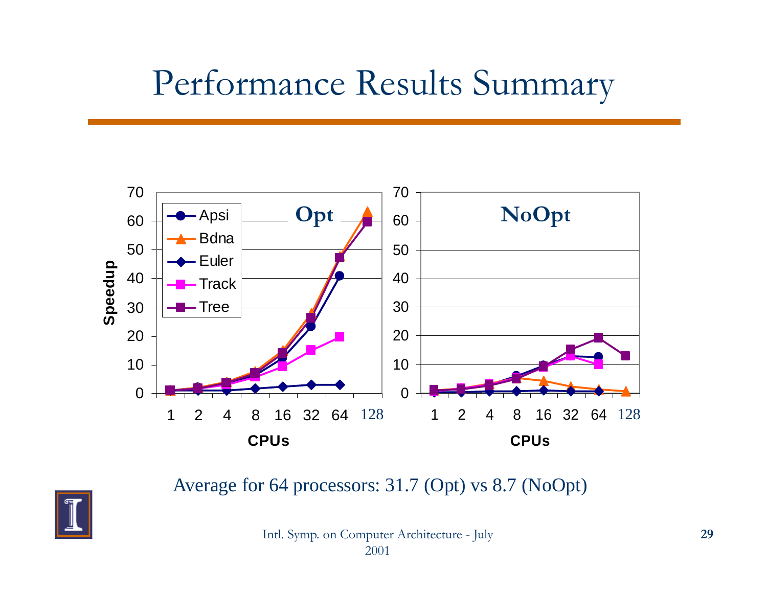# Performance Results Summary

Average for 64 processors: 31.7 (Opt) vs 8.7 (NoOpt)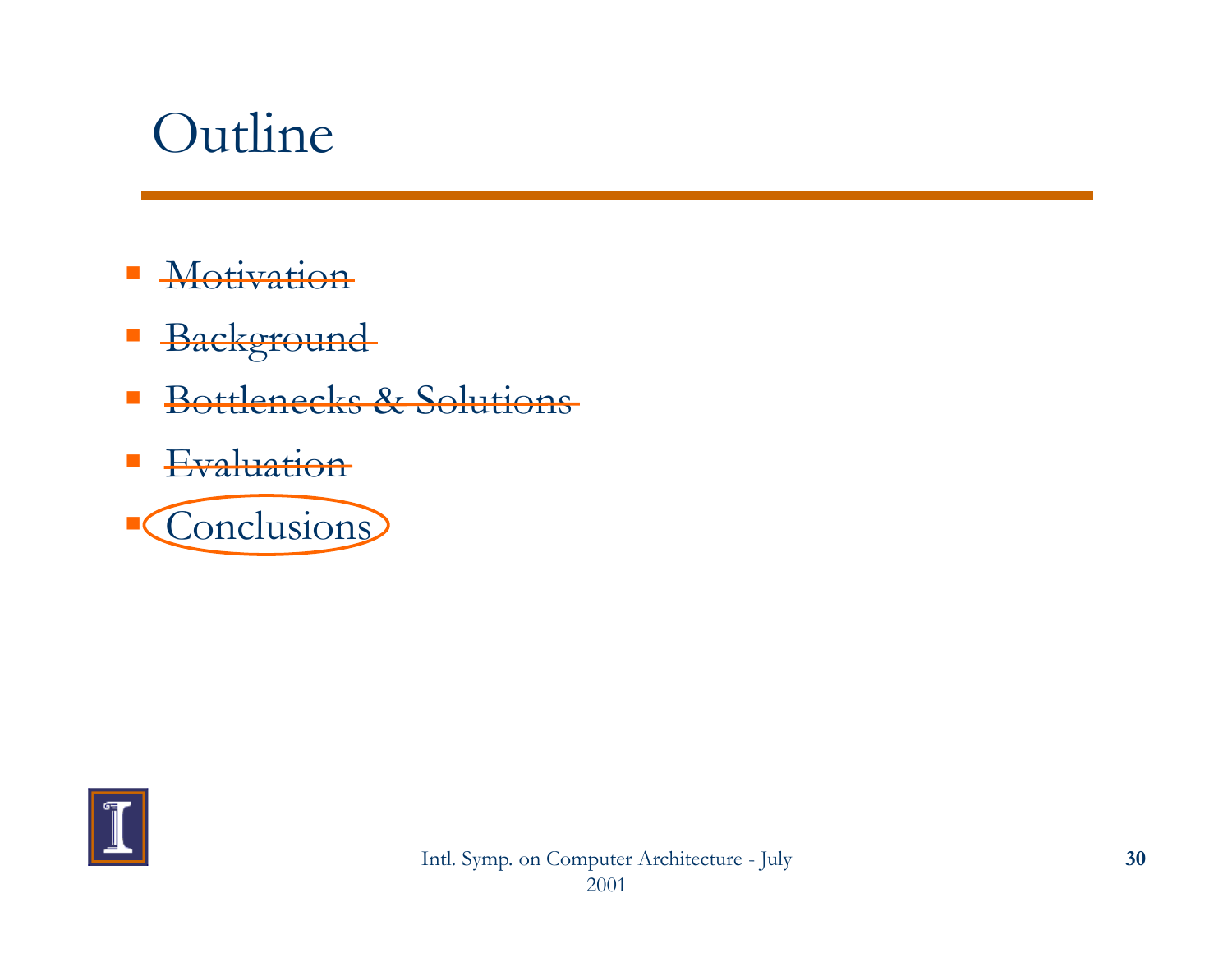# Outline

- ~~Motivation~~
- ~~Background~~
- ~~Bottlenecks & Solutions~~
- ~~Evaluation~~
- Conclusions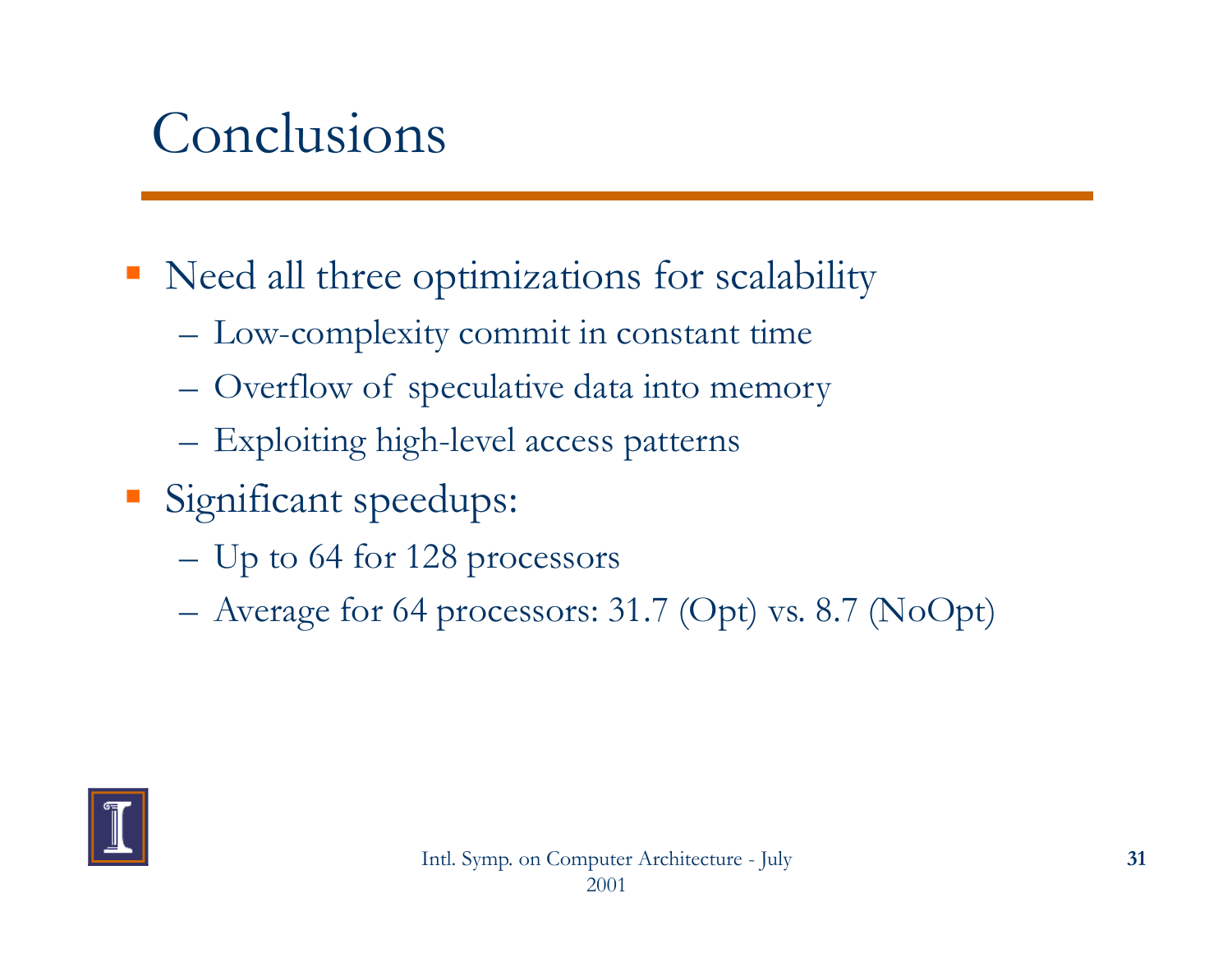# Conclusions

- Need all three optimizations for scalability
  - Low-complexity commit in constant time
  - Overflow of speculative data into memory
  - Exploiting high-level access patterns
- Significant speedups:
  - Up to 64 for 128 processors
  - Average for 64 processors: 31.7 (Opt) vs. 8.7 (NoOpt)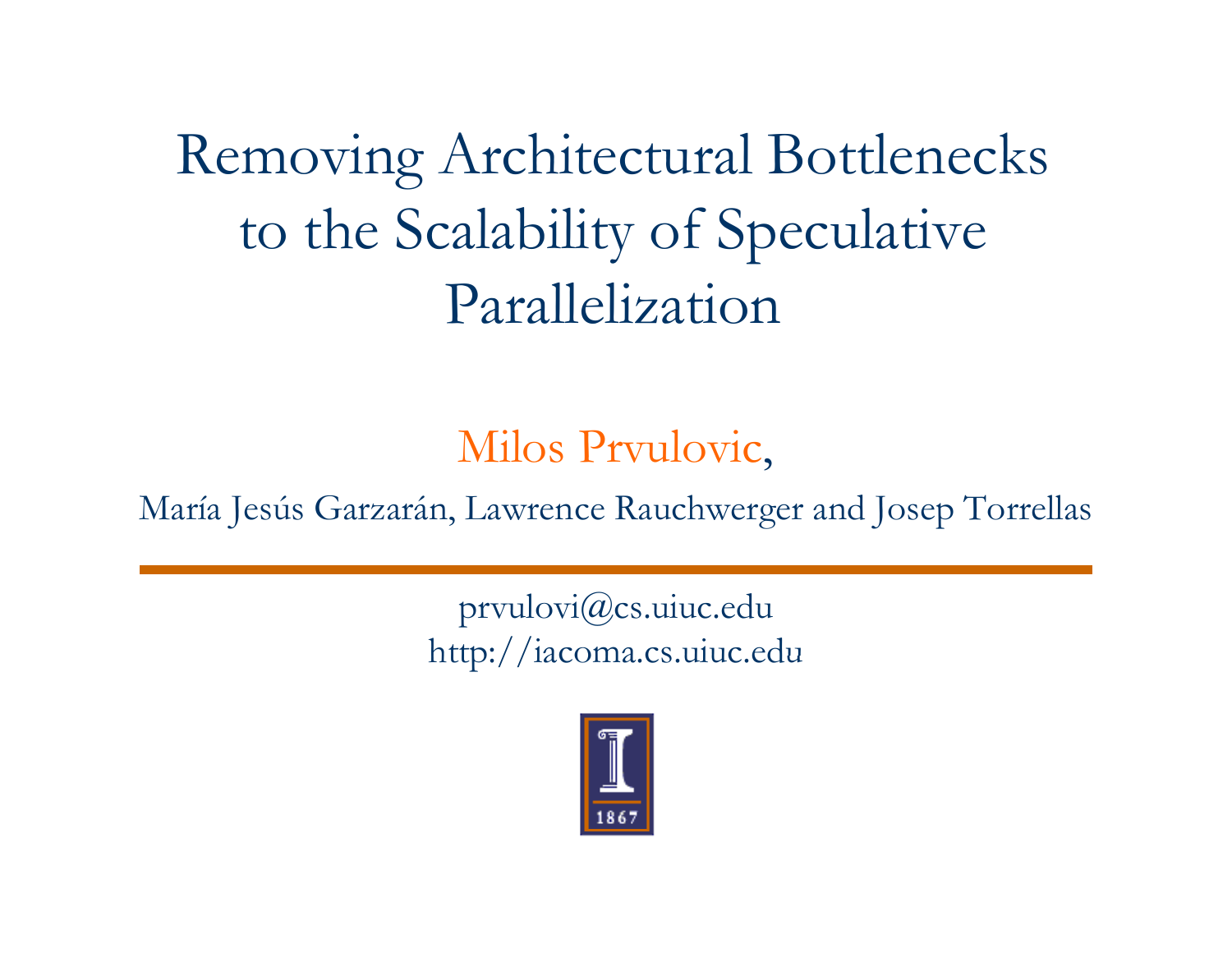# Removing Architectural Bottlenecks to the Scalability of Speculative Parallelization

Milos Prvulovic,

María Jesús Garzarán, Lawrence Rauchwerger and Josep Torrellas

prvulovi@cs.uiuc.edu
http://iacoma.cs.uiuc.edu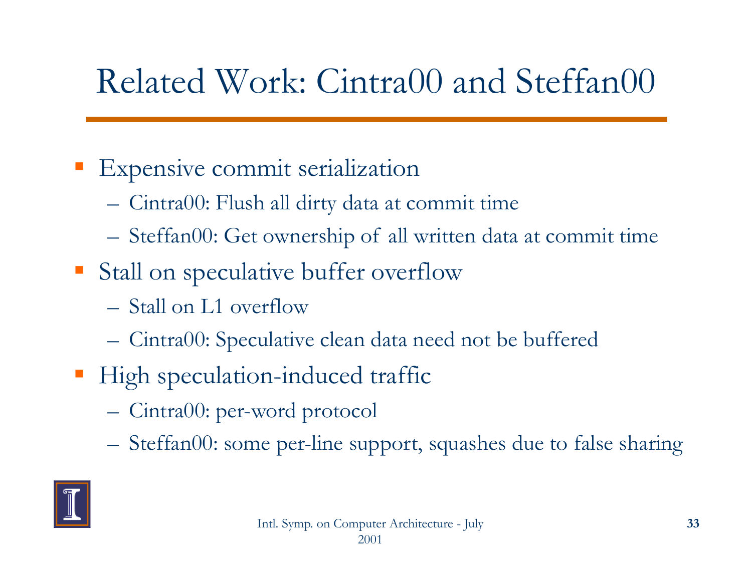# Related Work: Cintra00 and Steffan00

- Expensive commit serialization
  - Cintra00: Flush all dirty data at commit time
  - Steffan00: Get ownership of all written data at commit time
- Stall on speculative buffer overflow
  - Stall on L1 overflow
  - Cintra00: Speculative clean data need not be buffered
- High speculation-induced traffic
  - Cintra00: per-word protocol
  - Steffan00: some per-line support, squashes due to false sharing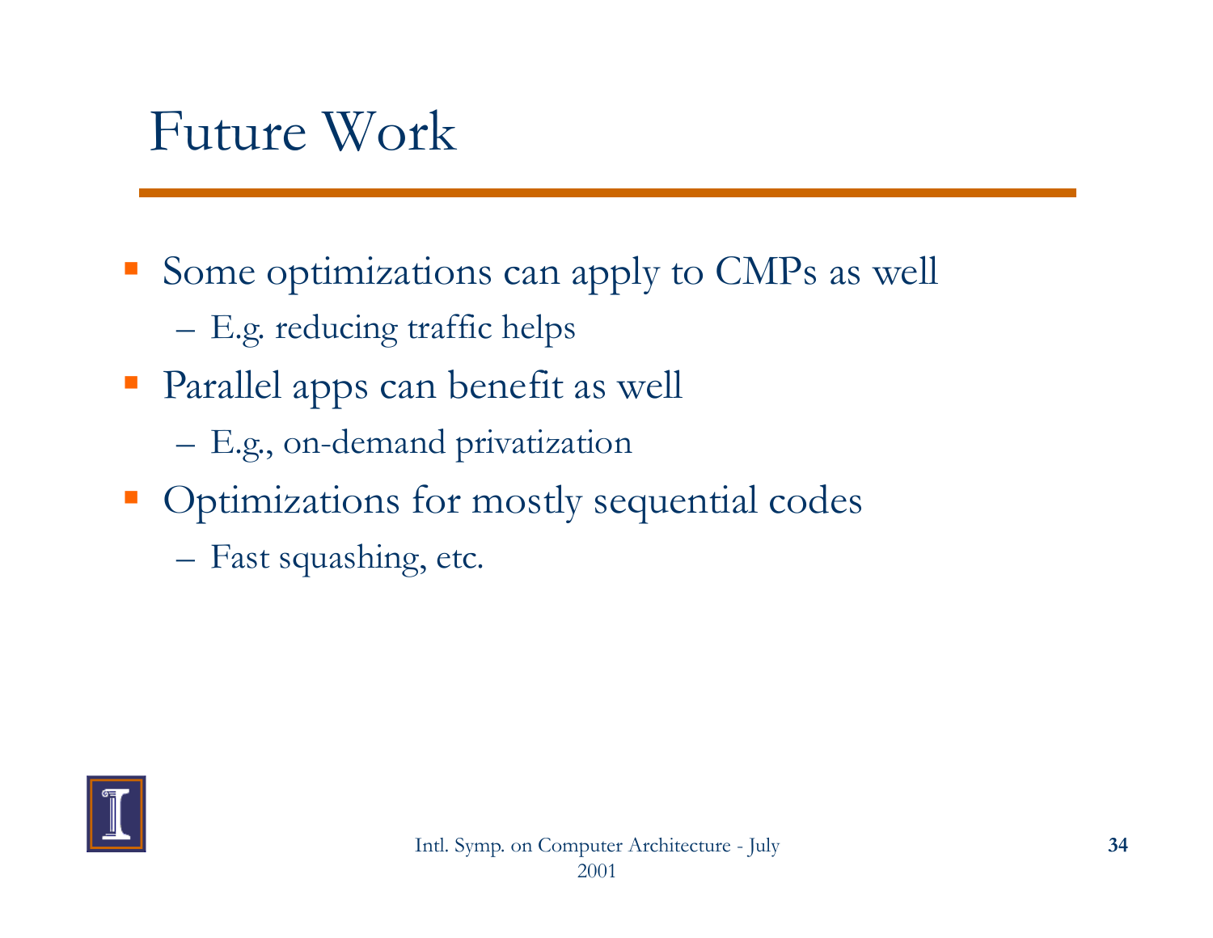# Future Work

- Some optimizations can apply to CMPs as well
  - E.g. reducing traffic helps
- Parallel apps can benefit as well
  - E.g., on-demand privatization
- Optimizations for mostly sequential codes
  - Fast squashing, etc.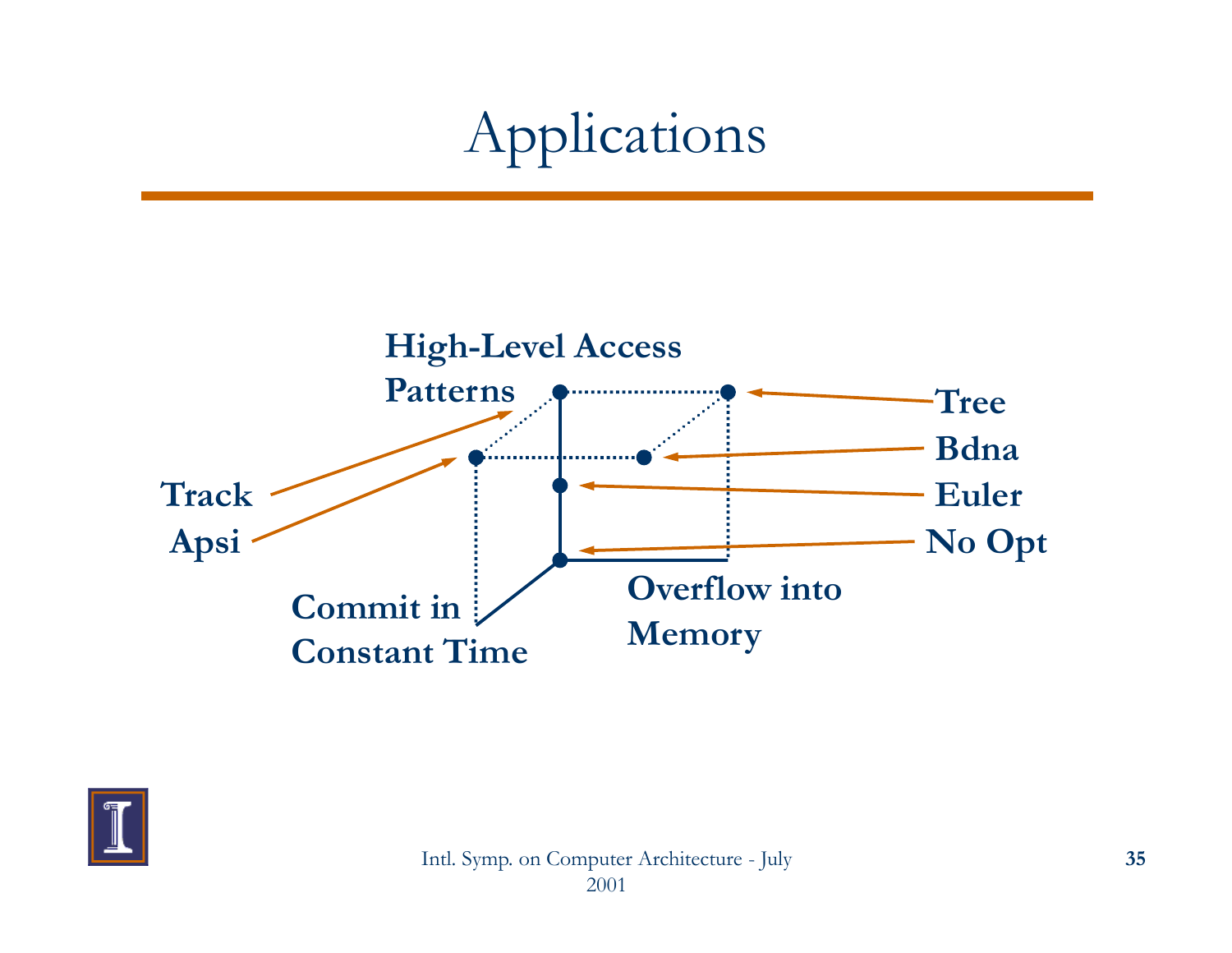# Applications

High-Level Access Patterns

Track

Apsi

Commit in Constant Time

Overflow into Memory

Tree

Bdna

Euler

No Opt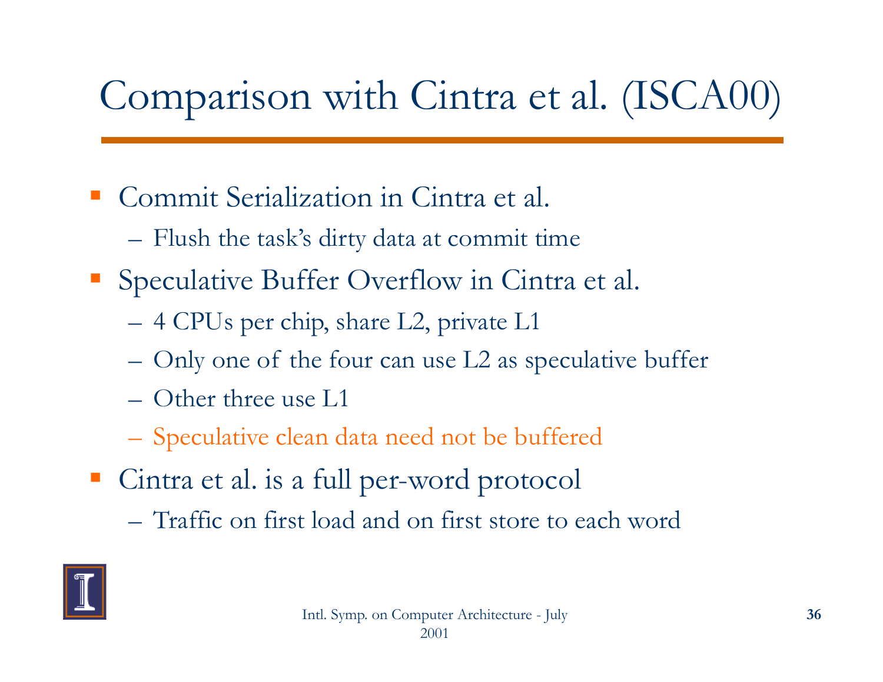# Comparison with Cintra et al. (ISCA00)

- Commit Serialization in Cintra et al.
  - Flush the task's dirty data at commit time
- Speculative Buffer Overflow in Cintra et al.
  - 4 CPUs per chip, share L2, private L1
  - Only one of the four can use L2 as speculative buffer
  - Other three use L1
  - Speculative clean data need not be buffered
- Cintra et al. is a full per-word protocol
  - Traffic on first load and on first store to each word